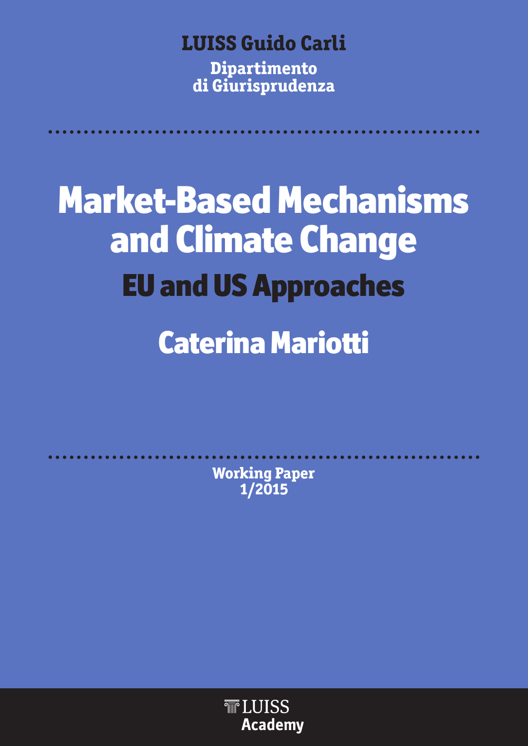**LUISS Guido Carli**

**Dipartimento di Giurisprudenza**

# Market-Based Mechanisms and Climate Change

## EU and US Approaches

## Caterina Mariotti

**Working Paper 1/2015**

LUISS Academy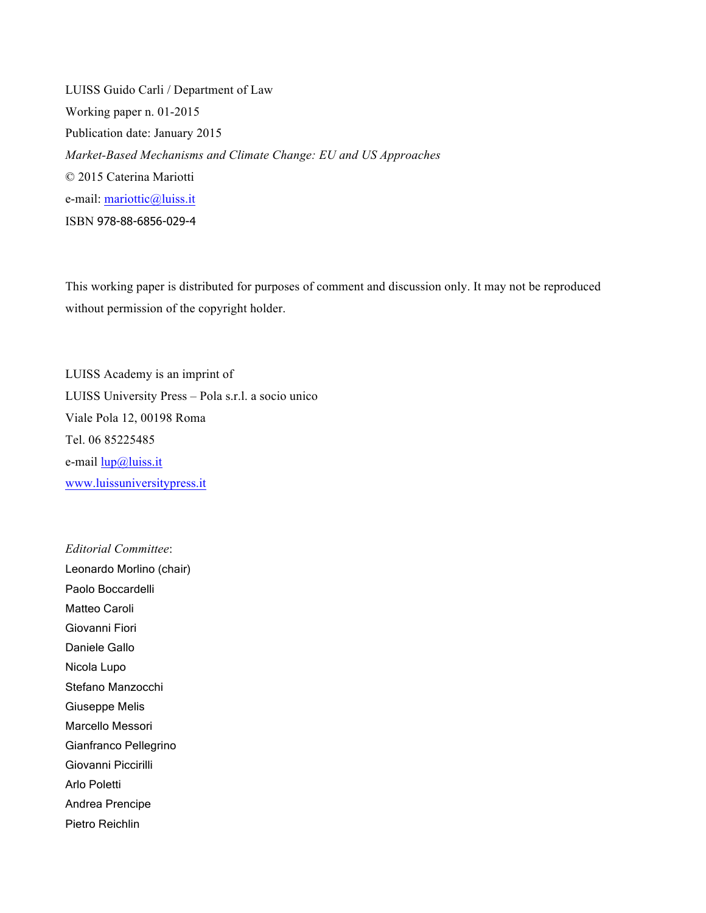LUISS Guido Carli / Department of Law

Working paper n. 01-2015

Publication date: January 2015

*Market-Based Mechanisms and Climate Change: EU and US Approaches*

© 2015 Caterina Mariotti

e-mail: mariottic@luiss.it

ISBN 978-88-6856-029-4

This working paper is distributed for purposes of comment and discussion only. It may not be reproduced without permission of the copyright holder.

LUISS Academy is an imprint of

LUISS University Press – Pola s.r.l. a socio unico

Viale Pola 12, 00198 Roma

Tel. 06 85225485

e-mail lup@luiss.it

www.luissuniversitypress.it

*Editorial Committee*:

Leonardo Morlino (chair)

Paolo Boccardelli

Matteo Caroli

Giovanni Fiori

Daniele Gallo

Nicola Lupo

Stefano Manzocchi

Giuseppe Melis

Marcello Messori

Gianfranco Pellegrino

Giovanni Piccirilli

Arlo Poletti

Andrea Prencipe

Pietro Reichlin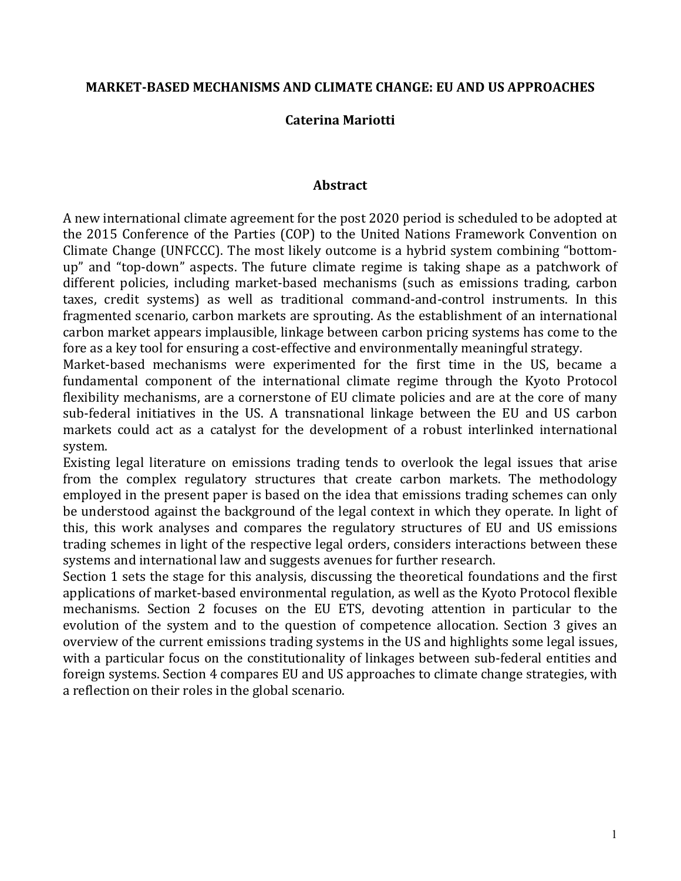# MARKET-BASED MECHANISMS AND CLIMATE CHANGE: EU AND US APPROACHES

**Caterina Mariotti**

## Abstract

A new international climate agreement for the post 2020 period is scheduled to be adopted at the 2015 Conference of the Parties (COP) to the United Nations Framework Convention on Climate Change (UNFCCC). The most likely outcome is a hybrid system combining "bottom-up" and "top-down" aspects. The future climate regime is taking shape as a patchwork of different policies, including market-based mechanisms (such as emissions trading, carbon taxes, credit systems) as well as traditional command-and-control instruments. In this fragmented scenario, carbon markets are sprouting. As the establishment of an international carbon market appears implausible, linkage between carbon pricing systems has come to the fore as a key tool for ensuring a cost-effective and environmentally meaningful strategy.

Market-based mechanisms were experimented for the first time in the US, became a fundamental component of the international climate regime through the Kyoto Protocol flexibility mechanisms, are a cornerstone of EU climate policies and are at the core of many sub-federal initiatives in the US. A transnational linkage between the EU and US carbon markets could act as a catalyst for the development of a robust interlinked international system.

Existing legal literature on emissions trading tends to overlook the legal issues that arise from the complex regulatory structures that create carbon markets. The methodology employed in the present paper is based on the idea that emissions trading schemes can only be understood against the background of the legal context in which they operate. In light of this, this work analyses and compares the regulatory structures of EU and US emissions trading schemes in light of the respective legal orders, considers interactions between these systems and international law and suggests avenues for further research.

Section 1 sets the stage for this analysis, discussing the theoretical foundations and the first applications of market-based environmental regulation, as well as the Kyoto Protocol flexible mechanisms. Section 2 focuses on the EU ETS, devoting attention in particular to the evolution of the system and to the question of competence allocation. Section 3 gives an overview of the current emissions trading systems in the US and highlights some legal issues, with a particular focus on the constitutionality of linkages between sub-federal entities and foreign systems. Section 4 compares EU and US approaches to climate change strategies, with a reflection on their roles in the global scenario.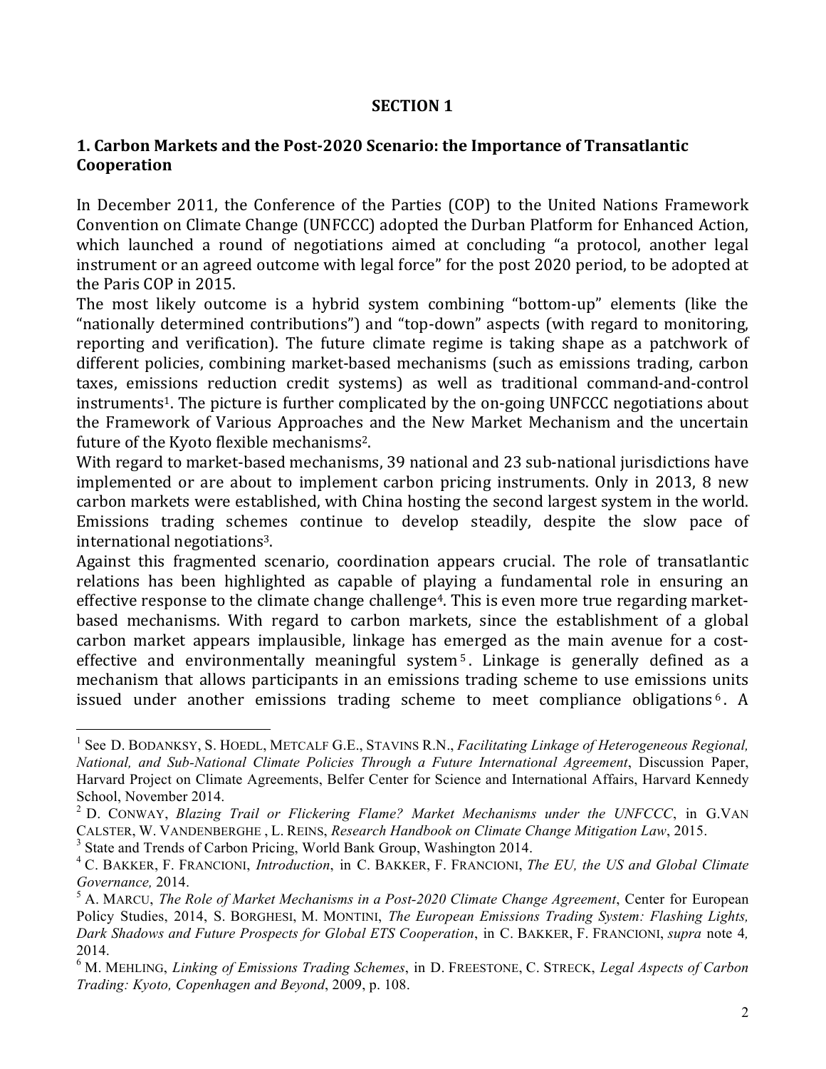**SECTION 1**

## 1. Carbon Markets and the Post-2020 Scenario: the Importance of Transatlantic Cooperation

In December 2011, the Conference of the Parties (COP) to the United Nations Framework Convention on Climate Change (UNFCCC) adopted the Durban Platform for Enhanced Action, which launched a round of negotiations aimed at concluding "a protocol, another legal instrument or an agreed outcome with legal force" for the post 2020 period, to be adopted at the Paris COP in 2015.

The most likely outcome is a hybrid system combining "bottom-up" elements (like the "nationally determined contributions") and "top-down" aspects (with regard to monitoring, reporting and verification). The future climate regime is taking shape as a patchwork of different policies, combining market-based mechanisms (such as emissions trading, carbon taxes, emissions reduction credit systems) as well as traditional command-and-control instruments[1]. The picture is further complicated by the on-going UNFCCC negotiations about the Framework of Various Approaches and the New Market Mechanism and the uncertain future of the Kyoto flexible mechanisms[2].

With regard to market-based mechanisms, 39 national and 23 sub-national jurisdictions have implemented or are about to implement carbon pricing instruments. Only in 2013, 8 new carbon markets were established, with China hosting the second largest system in the world. Emissions trading schemes continue to develop steadily, despite the slow pace of international negotiations[3].

Against this fragmented scenario, coordination appears crucial. The role of transatlantic relations has been highlighted as capable of playing a fundamental role in ensuring an effective response to the climate change challenge[4]. This is even more true regarding market-based mechanisms. With regard to carbon markets, since the establishment of a global carbon market appears implausible, linkage has emerged as the main avenue for a cost-effective and environmentally meaningful system[5]. Linkage is generally defined as a mechanism that allows participants in an emissions trading scheme to use emissions units issued under another emissions trading scheme to meet compliance obligations[6]. A

---

[1] See D. BODANKSY, S. HOEDL, METCALF G.E., STAVINS R.N., *Facilitating Linkage of Heterogeneous Regional, National, and Sub-National Climate Policies Through a Future International Agreement*, Discussion Paper, Harvard Project on Climate Agreements, Belfer Center for Science and International Affairs, Harvard Kennedy School, November 2014.

[2] D. CONWAY, *Blazing Trail or Flickering Flame? Market Mechanisms under the UNFCCC*, in G.VAN CALSTER, W. VANDENBERGHE , L. REINS, *Research Handbook on Climate Change Mitigation Law*, 2015.

[3] State and Trends of Carbon Pricing, World Bank Group, Washington 2014.

[4] C. BAKKER, F. FRANCIONI, *Introduction*, in C. BAKKER, F. FRANCIONI, *The EU, the US and Global Climate Governance,* 2014.

[5] A. MARCU, *The Role of Market Mechanisms in a Post-2020 Climate Change Agreement*, Center for European Policy Studies, 2014, S. BORGHESI, M. MONTINI, *The European Emissions Trading System: Flashing Lights, Dark Shadows and Future Prospects for Global ETS Cooperation*, in C. BAKKER, F. FRANCIONI, *supra* note 4*,* 2014.

[6] M. MEHLING, *Linking of Emissions Trading Schemes*, in D. FREESTONE, C. STRECK, *Legal Aspects of Carbon Trading: Kyoto, Copenhagen and Beyond*, 2009, p. 108.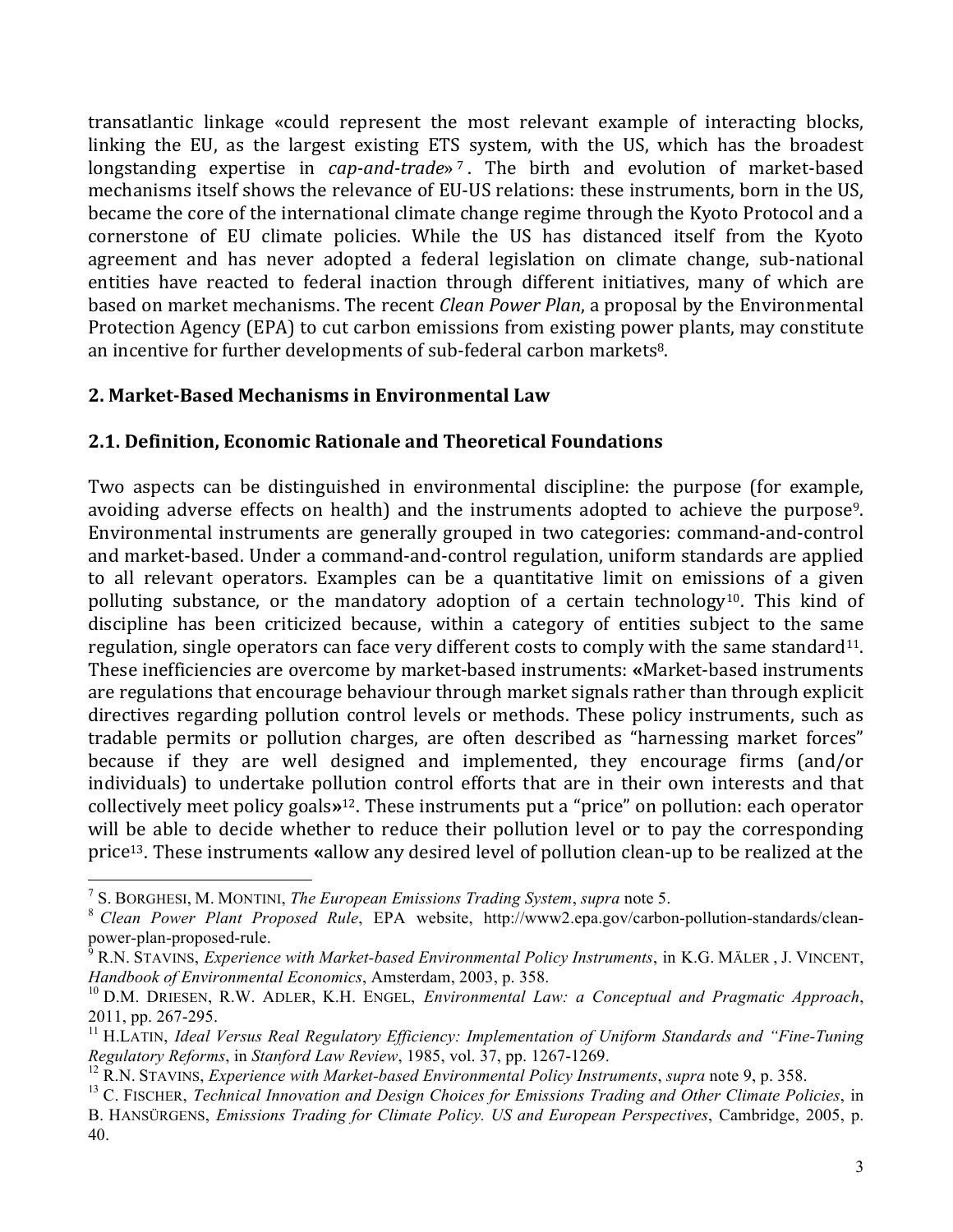transatlantic linkage «could represent the most relevant example of interacting blocks, linking the EU, as the largest existing ETS system, with the US, which has the broadest longstanding expertise in *cap-and-trade*»[7]. The birth and evolution of market-based mechanisms itself shows the relevance of EU-US relations: these instruments, born in the US, became the core of the international climate change regime through the Kyoto Protocol and a cornerstone of EU climate policies. While the US has distanced itself from the Kyoto agreement and has never adopted a federal legislation on climate change, sub-national entities have reacted to federal inaction through different initiatives, many of which are based on market mechanisms. The recent *Clean Power Plan*, a proposal by the Environmental Protection Agency (EPA) to cut carbon emissions from existing power plants, may constitute an incentive for further developments of sub-federal carbon markets[8].

## 2. Market-Based Mechanisms in Environmental Law

### 2.1. Definition, Economic Rationale and Theoretical Foundations

Two aspects can be distinguished in environmental discipline: the purpose (for example, avoiding adverse effects on health) and the instruments adopted to achieve the purpose[9]. Environmental instruments are generally grouped in two categories: command-and-control and market-based. Under a command-and-control regulation, uniform standards are applied to all relevant operators. Examples can be a quantitative limit on emissions of a given polluting substance, or the mandatory adoption of a certain technology[10]. This kind of discipline has been criticized because, within a category of entities subject to the same regulation, single operators can face very different costs to comply with the same standard[11]. These inefficiencies are overcome by market-based instruments: «Market-based instruments are regulations that encourage behaviour through market signals rather than through explicit directives regarding pollution control levels or methods. These policy instruments, such as tradable permits or pollution charges, are often described as "harnessing market forces" because if they are well designed and implemented, they encourage firms (and/or individuals) to undertake pollution control efforts that are in their own interests and that collectively meet policy goals»[12]. These instruments put a "price" on pollution: each operator will be able to decide whether to reduce their pollution level or to pay the corresponding price[13]. These instruments «allow any desired level of pollution clean-up to be realized at the

---

[7] S. Borghesi, M. Montini, *The European Emissions Trading System*, *supra* note 5.

[8] *Clean Power Plant Proposed Rule*, EPA website, http://www2.epa.gov/carbon-pollution-standards/clean-power-plan-proposed-rule.

[9] R.N. Stavins, *Experience with Market-based Environmental Policy Instruments*, in K.G. Mäler, J. Vincent, *Handbook of Environmental Economics*, Amsterdam, 2003, p. 358.

[10] D.M. Driesen, R.W. Adler, K.H. Engel, *Environmental Law: a Conceptual and Pragmatic Approach*, 2011, pp. 267-295.

[11] H.Latin, *Ideal Versus Real Regulatory Efficiency: Implementation of Uniform Standards and "Fine-Tuning Regulatory Reforms*, in *Stanford Law Review*, 1985, vol. 37, pp. 1267-1269.

[12] R.N. Stavins, *Experience with Market-based Environmental Policy Instruments*, *supra* note 9, p. 358.

[13] C. Fischer, *Technical Innovation and Design Choices for Emissions Trading and Other Climate Policies*, in B. Hansürgens, *Emissions Trading for Climate Policy. US and European Perspectives*, Cambridge, 2005, p. 40.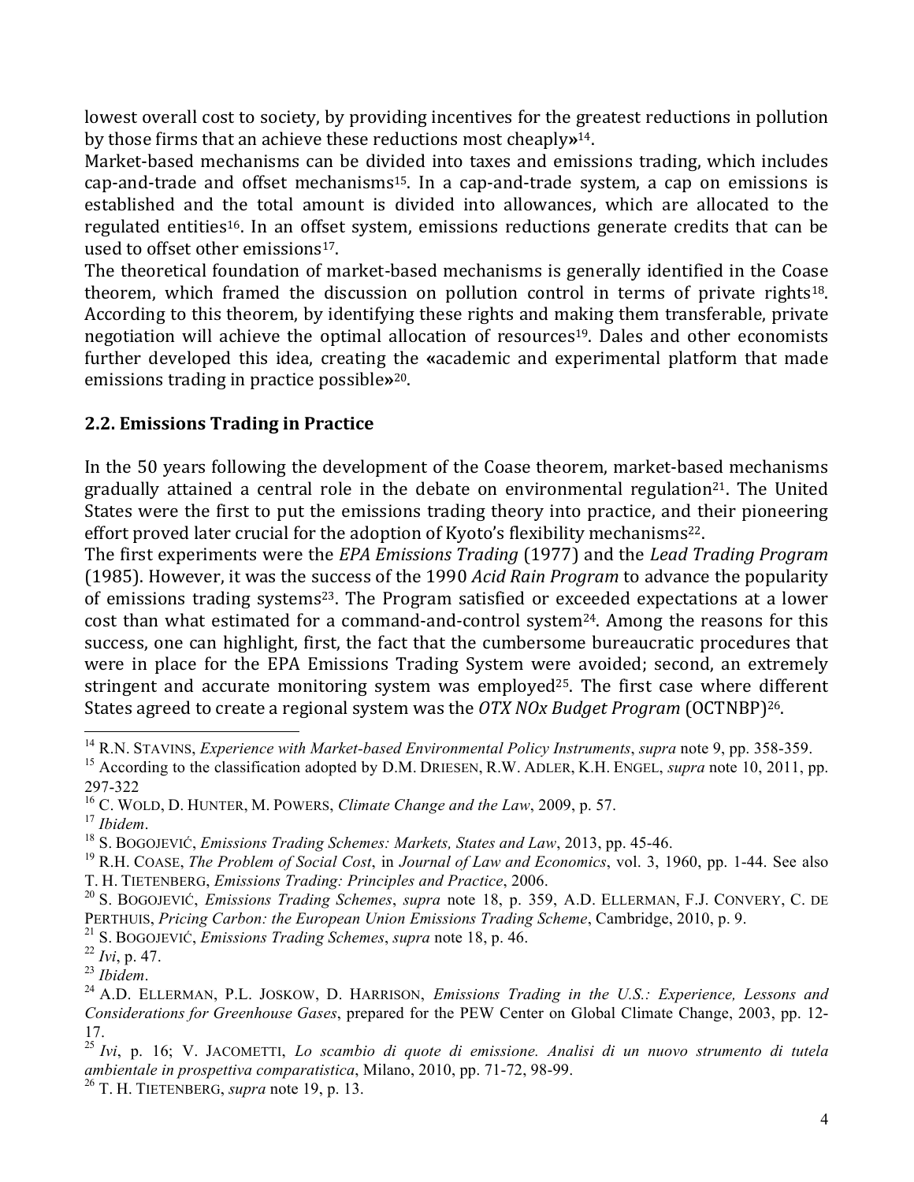lowest overall cost to society, by providing incentives for the greatest reductions in pollution by those firms that an achieve these reductions most cheaply»[14].

Market-based mechanisms can be divided into taxes and emissions trading, which includes cap-and-trade and offset mechanisms[15]. In a cap-and-trade system, a cap on emissions is established and the total amount is divided into allowances, which are allocated to the regulated entities[16]. In an offset system, emissions reductions generate credits that can be used to offset other emissions[17].

The theoretical foundation of market-based mechanisms is generally identified in the Coase theorem, which framed the discussion on pollution control in terms of private rights[18]. According to this theorem, by identifying these rights and making them transferable, private negotiation will achieve the optimal allocation of resources[19]. Dales and other economists further developed this idea, creating the «academic and experimental platform that made emissions trading in practice possible»[20].

## 2.2. Emissions Trading in Practice

In the 50 years following the development of the Coase theorem, market-based mechanisms gradually attained a central role in the debate on environmental regulation[21]. The United States were the first to put the emissions trading theory into practice, and their pioneering effort proved later crucial for the adoption of Kyoto's flexibility mechanisms[22].

The first experiments were the *EPA Emissions Trading* (1977) and the *Lead Trading Program* (1985). However, it was the success of the 1990 *Acid Rain Program* to advance the popularity of emissions trading systems[23]. The Program satisfied or exceeded expectations at a lower cost than what estimated for a command-and-control system[24]. Among the reasons for this success, one can highlight, first, the fact that the cumbersome bureaucratic procedures that were in place for the EPA Emissions Trading System were avoided; second, an extremely stringent and accurate monitoring system was employed[25]. The first case where different States agreed to create a regional system was the *OTX NOx Budget Program* (OCTNBP)[26].

---

[14] R.N. STAVINS, *Experience with Market-based Environmental Policy Instruments*, *supra* note 9, pp. 358-359.

[15] According to the classification adopted by D.M. DRIESEN, R.W. ADLER, K.H. ENGEL, *supra* note 10, 2011, pp. 297-322

[16] C. WOLD, D. HUNTER, M. POWERS, *Climate Change and the Law*, 2009, p. 57.

[17] *Ibidem*.

[18] S. BOGOJEVIĆ, *Emissions Trading Schemes: Markets, States and Law*, 2013, pp. 45-46.

[19] R.H. COASE, *The Problem of Social Cost*, in *Journal of Law and Economics*, vol. 3, 1960, pp. 1-44. See also T. H. TIETENBERG, *Emissions Trading: Principles and Practice*, 2006.

[20] S. BOGOJEVIĆ, *Emissions Trading Schemes*, *supra* note 18, p. 359, A.D. ELLERMAN, F.J. CONVERY, C. DE PERTHUIS, *Pricing Carbon: the European Union Emissions Trading Scheme*, Cambridge, 2010, p. 9.

[21] S. BOGOJEVIĆ, *Emissions Trading Schemes*, *supra* note 18, p. 46.

[22] *Ivi*, p. 47.

[23] *Ibidem*.

[24] A.D. ELLERMAN, P.L. JOSKOW, D. HARRISON, *Emissions Trading in the U.S.: Experience, Lessons and Considerations for Greenhouse Gases*, prepared for the PEW Center on Global Climate Change, 2003, pp. 12-17.

[25] *Ivi*, p. 16; V. JACOMETTI, *Lo scambio di quote di emissione. Analisi di un nuovo strumento di tutela ambientale in prospettiva comparatistica*, Milano, 2010, pp. 71-72, 98-99.

[26] T. H. TIETENBERG, *supra* note 19, p. 13.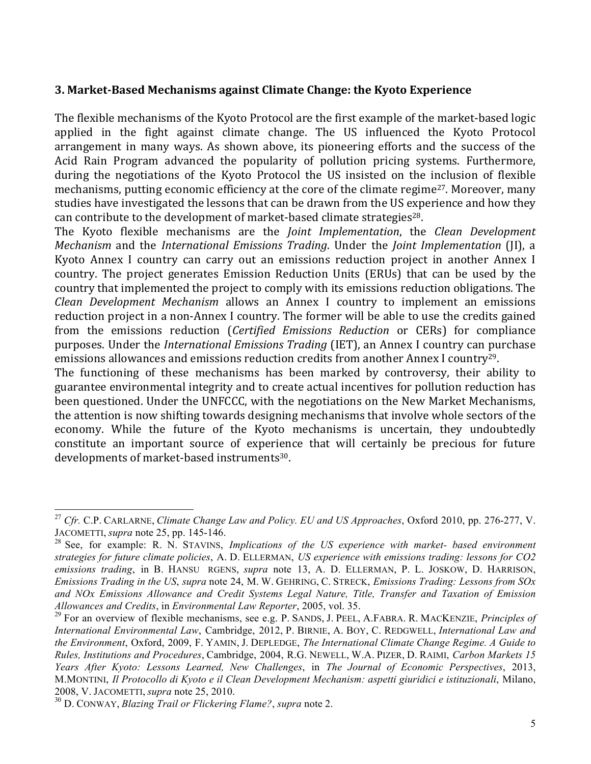## 3. Market-Based Mechanisms against Climate Change: the Kyoto Experience

The flexible mechanisms of the Kyoto Protocol are the first example of the market-based logic applied in the fight against climate change. The US influenced the Kyoto Protocol arrangement in many ways. As shown above, its pioneering efforts and the success of the Acid Rain Program advanced the popularity of pollution pricing systems. Furthermore, during the negotiations of the Kyoto Protocol the US insisted on the inclusion of flexible mechanisms, putting economic efficiency at the core of the climate regime[27]. Moreover, many studies have investigated the lessons that can be drawn from the US experience and how they can contribute to the development of market-based climate strategies[28].

The Kyoto flexible mechanisms are the *Joint Implementation*, the *Clean Development Mechanism* and the *International Emissions Trading*. Under the *Joint Implementation* (JI), a Kyoto Annex I country can carry out an emissions reduction project in another Annex I country. The project generates Emission Reduction Units (ERUs) that can be used by the country that implemented the project to comply with its emissions reduction obligations. The *Clean Development Mechanism* allows an Annex I country to implement an emissions reduction project in a non-Annex I country. The former will be able to use the credits gained from the emissions reduction (*Certified Emissions Reduction* or CERs) for compliance purposes. Under the *International Emissions Trading* (IET), an Annex I country can purchase emissions allowances and emissions reduction credits from another Annex I country[29].

The functioning of these mechanisms has been marked by controversy, their ability to guarantee environmental integrity and to create actual incentives for pollution reduction has been questioned. Under the UNFCCC, with the negotiations on the New Market Mechanisms, the attention is now shifting towards designing mechanisms that involve whole sectors of the economy. While the future of the Kyoto mechanisms is uncertain, they undoubtedly constitute an important source of experience that will certainly be precious for future developments of market-based instruments[30].

---

[27] *Cfr.* C.P. CARLARNE, *Climate Change Law and Policy. EU and US Approaches*, Oxford 2010, pp. 276-277, V. JACOMETTI, *supra* note 25, pp. 145-146.

[28] See, for example: R. N. STAVINS, *Implications of the US experience with market- based environment strategies for future climate policies*, A. D. ELLERMAN, *US experience with emissions trading: lessons for CO2 emissions trading*, in B. HANSU RGENS, *supra* note 13, A. D. ELLERMAN, P. L. JOSKOW, D. HARRISON, *Emissions Trading in the US*, *supra* note 24, M. W. GEHRING, C. STRECK, *Emissions Trading: Lessons from SOx and NOx Emissions Allowance and Credit Systems Legal Nature, Title, Transfer and Taxation of Emission Allowances and Credits*, in *Environmental Law Reporter*, 2005, vol. 35.

[29] For an overview of flexible mechanisms, see e.g. P. SANDS, J. PEEL, A.FABRA. R. MACKENZIE, *Principles of International Environmental Law*, Cambridge, 2012, P. BIRNIE, A. BOY, C. REDGWELL, *International Law and the Environment*, Oxford, 2009, F. YAMIN, J. DEPLEDGE, *The International Climate Change Regime. A Guide to Rules, Institutions and Procedures*, Cambridge, 2004, R.G. NEWELL, W.A. PIZER, D. RAIMI, *Carbon Markets 15 Years After Kyoto: Lessons Learned, New Challenges*, in *The Journal of Economic Perspectives*, 2013, M.MONTINI, *Il Protocollo di Kyoto e il Clean Development Mechanism: aspetti giuridici e istituzionali*, Milano, 2008, V. JACOMETTI, *supra* note 25, 2010.

[30] D. CONWAY, *Blazing Trail or Flickering Flame?*, *supra* note 2.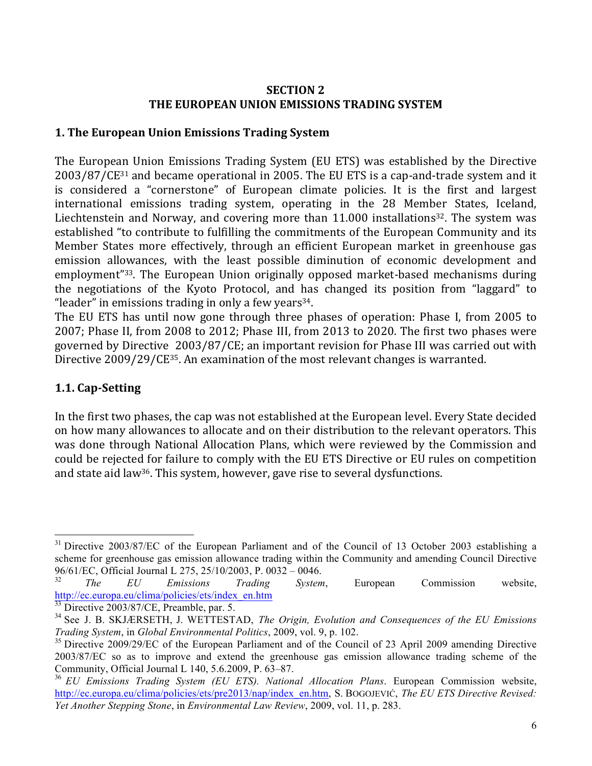## SECTION 2
## THE EUROPEAN UNION EMISSIONS TRADING SYSTEM

### 1. The European Union Emissions Trading System

The European Union Emissions Trading System (EU ETS) was established by the Directive 2003/87/CE[31] and became operational in 2005. The EU ETS is a cap-and-trade system and it is considered a "cornerstone" of European climate policies. It is the first and largest international emissions trading system, operating in the 28 Member States, Iceland, Liechtenstein and Norway, and covering more than 11.000 installations[32]. The system was established "to contribute to fulfilling the commitments of the European Community and its Member States more effectively, through an efficient European market in greenhouse gas emission allowances, with the least possible diminution of economic development and employment"[33]. The European Union originally opposed market-based mechanisms during the negotiations of the Kyoto Protocol, and has changed its position from "laggard" to "leader" in emissions trading in only a few years[34].

The EU ETS has until now gone through three phases of operation: Phase I, from 2005 to 2007; Phase II, from 2008 to 2012; Phase III, from 2013 to 2020. The first two phases were governed by Directive 2003/87/CE; an important revision for Phase III was carried out with Directive 2009/29/CE[35]. An examination of the most relevant changes is warranted.

### 1.1. Cap-Setting

In the first two phases, the cap was not established at the European level. Every State decided on how many allowances to allocate and on their distribution to the relevant operators. This was done through National Allocation Plans, which were reviewed by the Commission and could be rejected for failure to comply with the EU ETS Directive or EU rules on competition and state aid law[36]. This system, however, gave rise to several dysfunctions.

---

[31] Directive 2003/87/EC of the European Parliament and of the Council of 13 October 2003 establishing a scheme for greenhouse gas emission allowance trading within the Community and amending Council Directive 96/61/EC, Official Journal L 275, 25/10/2003, P. 0032 – 0046.

[32] *The EU Emissions Trading System*, European Commission website, http://ec.europa.eu/clima/policies/ets/index_en.htm

[33] Directive 2003/87/CE, Preamble, par. 5.

[34] See J. B. SKJÆRSETH, J. WETTESTAD, *The Origin, Evolution and Consequences of the EU Emissions Trading System*, in *Global Environmental Politics*, 2009, vol. 9, p. 102.

[35] Directive 2009/29/EC of the European Parliament and of the Council of 23 April 2009 amending Directive 2003/87/EC so as to improve and extend the greenhouse gas emission allowance trading scheme of the Community, Official Journal L 140, 5.6.2009, P. 63–87.

[36] *EU Emissions Trading System (EU ETS). National Allocation Plans*. European Commission website, http://ec.europa.eu/clima/policies/ets/pre2013/nap/index_en.htm, S. BOGOJEVIĆ, *The EU ETS Directive Revised: Yet Another Stepping Stone*, in *Environmental Law Review*, 2009, vol. 11, p. 283.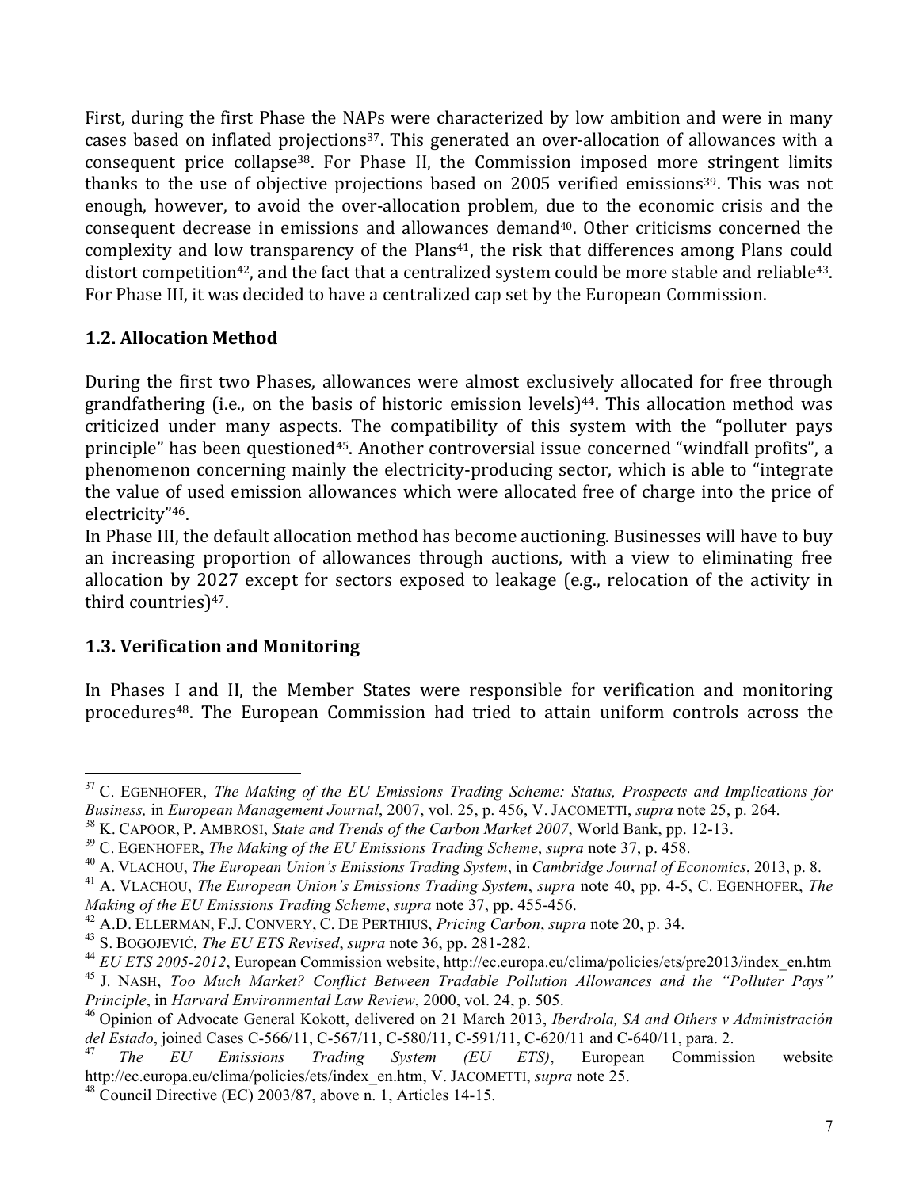First, during the first Phase the NAPs were characterized by low ambition and were in many cases based on inflated projections[37]. This generated an over-allocation of allowances with a consequent price collapse[38]. For Phase II, the Commission imposed more stringent limits thanks to the use of objective projections based on 2005 verified emissions[39]. This was not enough, however, to avoid the over-allocation problem, due to the economic crisis and the consequent decrease in emissions and allowances demand[40]. Other criticisms concerned the complexity and low transparency of the Plans[41], the risk that differences among Plans could distort competition[42], and the fact that a centralized system could be more stable and reliable[43]. For Phase III, it was decided to have a centralized cap set by the European Commission.

### 1.2. Allocation Method

During the first two Phases, allowances were almost exclusively allocated for free through grandfathering (i.e., on the basis of historic emission levels)[44]. This allocation method was criticized under many aspects. The compatibility of this system with the "polluter pays principle" has been questioned[45]. Another controversial issue concerned "windfall profits", a phenomenon concerning mainly the electricity-producing sector, which is able to "integrate the value of used emission allowances which were allocated free of charge into the price of electricity"[46].

In Phase III, the default allocation method has become auctioning. Businesses will have to buy an increasing proportion of allowances through auctions, with a view to eliminating free allocation by 2027 except for sectors exposed to leakage (e.g., relocation of the activity in third countries)[47].

### 1.3. Verification and Monitoring

In Phases I and II, the Member States were responsible for verification and monitoring procedures[48]. The European Commission had tried to attain uniform controls across the

---

[37] C. Egenhofer, *The Making of the EU Emissions Trading Scheme: Status, Prospects and Implications for Business,* in *European Management Journal*, 2007, vol. 25, p. 456, V. Jacometti, *supra* note 25, p. 264.

[38] K. Capoor, P. Ambrosi, *State and Trends of the Carbon Market 2007*, World Bank, pp. 12-13.

[39] C. Egenhofer, *The Making of the EU Emissions Trading Scheme*, *supra* note 37, p. 458.

[40] A. Vlachou, *The European Union's Emissions Trading System*, in *Cambridge Journal of Economics*, 2013, p. 8.

[41] A. Vlachou, *The European Union's Emissions Trading System*, *supra* note 40, pp. 4-5, C. Egenhofer, *The Making of the EU Emissions Trading Scheme*, *supra* note 37, pp. 455-456.

[42] A.D. Ellerman, F.J. Convery, C. De Perthius, *Pricing Carbon*, *supra* note 20, p. 34.

[43] S. Bogojević, *The EU ETS Revised*, *supra* note 36, pp. 281-282.

[44] *EU ETS 2005-2012*, European Commission website, http://ec.europa.eu/clima/policies/ets/pre2013/index_en.htm

[45] J. Nash, *Too Much Market? Conflict Between Tradable Pollution Allowances and the "Polluter Pays" Principle*, in *Harvard Environmental Law Review*, 2000, vol. 24, p. 505.

[46] Opinion of Advocate General Kokott, delivered on 21 March 2013, *Iberdrola, SA and Others v Administración del Estado*, joined Cases C-566/11, C-567/11, C-580/11, C-591/11, C-620/11 and C-640/11, para. 2.

[47] *The EU Emissions Trading System (EU ETS)*, European Commission website http://ec.europa.eu/clima/policies/ets/index_en.htm, V. Jacometti, *supra* note 25.

[48] Council Directive (EC) 2003/87, above n. 1, Articles 14-15.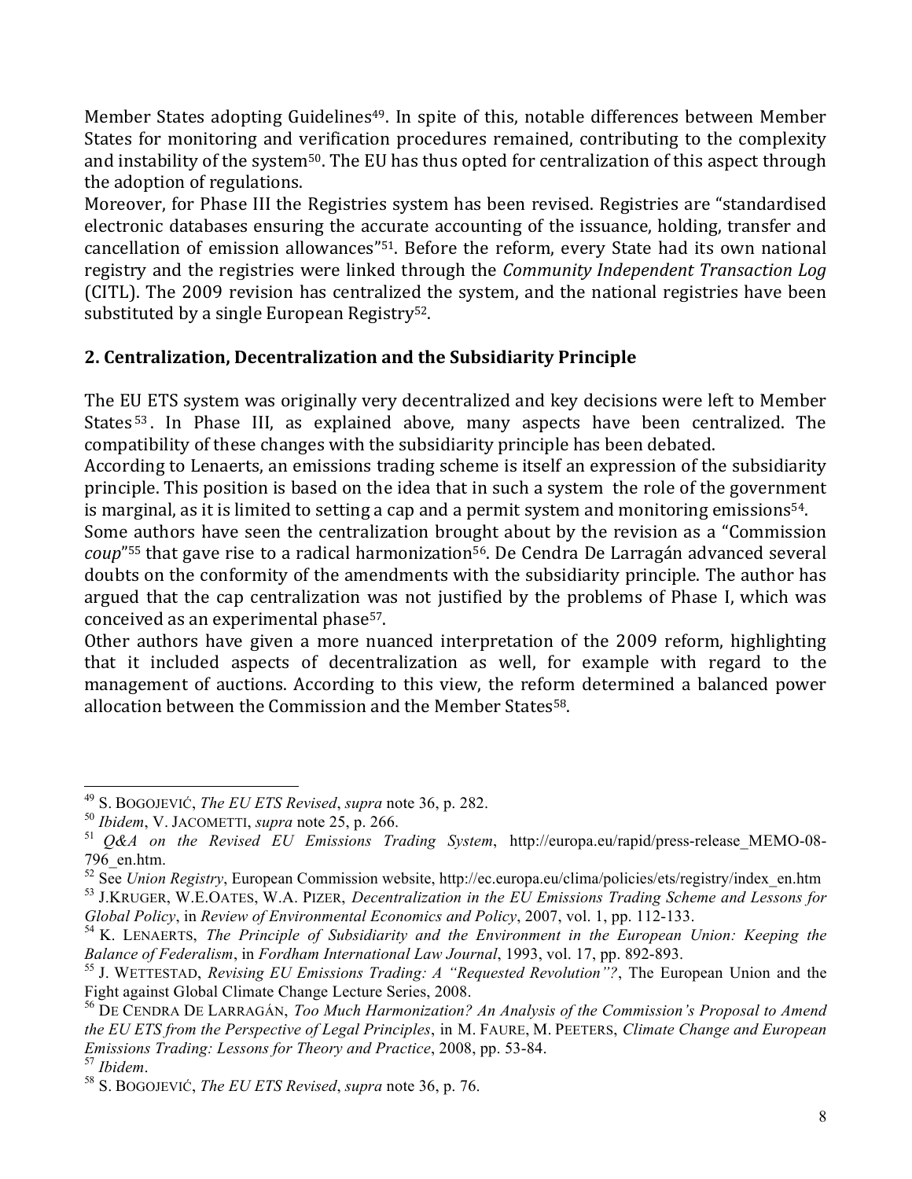Member States adopting Guidelines[49]. In spite of this, notable differences between Member States for monitoring and verification procedures remained, contributing to the complexity and instability of the system[50]. The EU has thus opted for centralization of this aspect through the adoption of regulations.

Moreover, for Phase III the Registries system has been revised. Registries are "standardised electronic databases ensuring the accurate accounting of the issuance, holding, transfer and cancellation of emission allowances"[51]. Before the reform, every State had its own national registry and the registries were linked through the *Community Independent Transaction Log* (CITL). The 2009 revision has centralized the system, and the national registries have been substituted by a single European Registry[52].

## 2. Centralization, Decentralization and the Subsidiarity Principle

The EU ETS system was originally very decentralized and key decisions were left to Member States[53]. In Phase III, as explained above, many aspects have been centralized. The compatibility of these changes with the subsidiarity principle has been debated.

According to Lenaerts, an emissions trading scheme is itself an expression of the subsidiarity principle. This position is based on the idea that in such a system the role of the government is marginal, as it is limited to setting a cap and a permit system and monitoring emissions[54].

Some authors have seen the centralization brought about by the revision as a "Commission *coup*"[55] that gave rise to a radical harmonization[56]. De Cendra De Larragán advanced several doubts on the conformity of the amendments with the subsidiarity principle. The author has argued that the cap centralization was not justified by the problems of Phase I, which was conceived as an experimental phase[57].

Other authors have given a more nuanced interpretation of the 2009 reform, highlighting that it included aspects of decentralization as well, for example with regard to the management of auctions. According to this view, the reform determined a balanced power allocation between the Commission and the Member States[58].

---

[49] S. Bogojević, *The EU ETS Revised*, *supra* note 36, p. 282.

[50] *Ibidem*, V. Jacometti, *supra* note 25, p. 266.

[51] *Q&A on the Revised EU Emissions Trading System*, http://europa.eu/rapid/press-release_MEMO-08-796_en.htm.

[52] See *Union Registry*, European Commission website, http://ec.europa.eu/clima/policies/ets/registry/index_en.htm

[53] J. Kruger, W.E. Oates, W.A. Pizer, *Decentralization in the EU Emissions Trading Scheme and Lessons for Global Policy*, in *Review of Environmental Economics and Policy*, 2007, vol. 1, pp. 112-133.

[54] K. Lenaerts, *The Principle of Subsidiarity and the Environment in the European Union: Keeping the Balance of Federalism*, in *Fordham International Law Journal*, 1993, vol. 17, pp. 892-893.

[55] J. Wettestad, *Revising EU Emissions Trading: A "Requested Revolution"?*, The European Union and the Fight against Global Climate Change Lecture Series, 2008.

[56] De Cendra De Larragán, *Too Much Harmonization? An Analysis of the Commission's Proposal to Amend the EU ETS from the Perspective of Legal Principles*, in M. Faure, M. Peeters, *Climate Change and European Emissions Trading: Lessons for Theory and Practice*, 2008, pp. 53-84.

[57] *Ibidem*.

[58] S. Bogojević, *The EU ETS Revised*, *supra* note 36, p. 76.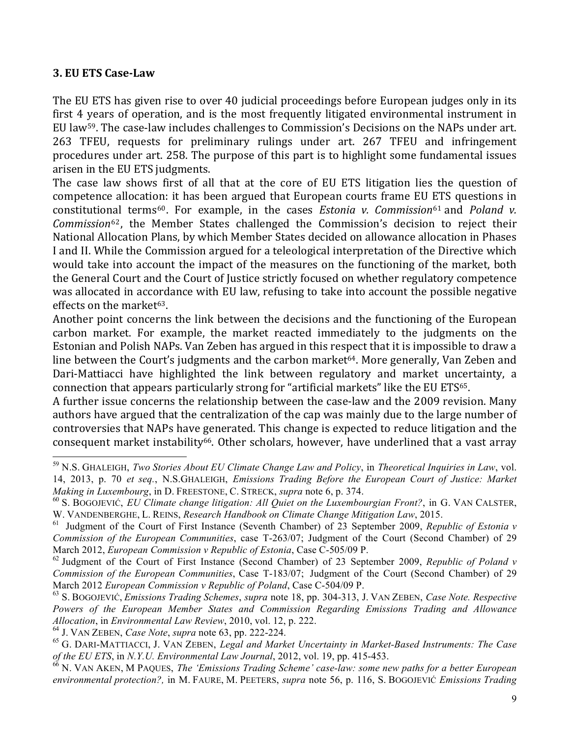### 3. EU ETS Case-Law

The EU ETS has given rise to over 40 judicial proceedings before European judges only in its first 4 years of operation, and is the most frequently litigated environmental instrument in EU law[59]. The case-law includes challenges to Commission's Decisions on the NAPs under art. 263 TFEU, requests for preliminary rulings under art. 267 TFEU and infringement procedures under art. 258. The purpose of this part is to highlight some fundamental issues arisen in the EU ETS judgments.

The case law shows first of all that at the core of EU ETS litigation lies the question of competence allocation: it has been argued that European courts frame EU ETS questions in constitutional terms[60]. For example, in the cases *Estonia v. Commission*[61] and *Poland v. Commission*[62], the Member States challenged the Commission's decision to reject their National Allocation Plans, by which Member States decided on allowance allocation in Phases I and II. While the Commission argued for a teleological interpretation of the Directive which would take into account the impact of the measures on the functioning of the market, both the General Court and the Court of Justice strictly focused on whether regulatory competence was allocated in accordance with EU law, refusing to take into account the possible negative effects on the market[63].

Another point concerns the link between the decisions and the functioning of the European carbon market. For example, the market reacted immediately to the judgments on the Estonian and Polish NAPs. Van Zeben has argued in this respect that it is impossible to draw a line between the Court's judgments and the carbon market[64]. More generally, Van Zeben and Dari-Mattiacci have highlighted the link between regulatory and market uncertainty, a connection that appears particularly strong for "artificial markets" like the EU ETS[65].

A further issue concerns the relationship between the case-law and the 2009 revision. Many authors have argued that the centralization of the cap was mainly due to the large number of controversies that NAPs have generated. This change is expected to reduce litigation and the consequent market instability[66]. Other scholars, however, have underlined that a vast array

---

[59] N.S. GHALEIGH, *Two Stories About EU Climate Change Law and Policy*, in *Theoretical Inquiries in Law*, vol. 14, 2013, p. 70 *et seq.*, N.S.GHALEIGH, *Emissions Trading Before the European Court of Justice: Market Making in Luxembourg*, in D. FREESTONE, C. STRECK, *supra* note 6, p. 374.

[60] S. BOGOJEVIĆ, *EU Climate change litigation: All Quiet on the Luxembourgian Front?*, in G. VAN CALSTER, W. VANDENBERGHE, L. REINS, *Research Handbook on Climate Change Mitigation Law*, 2015.

[61] Judgment of the Court of First Instance (Seventh Chamber) of 23 September 2009, *Republic of Estonia v Commission of the European Communities*, case T-263/07; Judgment of the Court (Second Chamber) of 29 March 2012, *European Commission v Republic of Estonia*, Case C-505/09 P.

[62] Judgment of the Court of First Instance (Second Chamber) of 23 September 2009, *Republic of Poland v Commission of the European Communities*, Case T-183/07; Judgment of the Court (Second Chamber) of 29 March 2012 *European Commission v Republic of Poland*, Case C-504/09 P.

[63] S. BOGOJEVIĆ, *Emissions Trading Schemes*, *supra* note 18, pp. 304-313, J. VAN ZEBEN, *Case Note. Respective Powers of the European Member States and Commission Regarding Emissions Trading and Allowance Allocation*, in *Environmental Law Review*, 2010, vol. 12, p. 222.

[64] J. VAN ZEBEN, *Case Note*, *supra* note 63, pp. 222-224.

[65] G. DARI-MATTIACCI, J. VAN ZEBEN, *Legal and Market Uncertainty in Market-Based Instruments: The Case of the EU ETS*, in *N.Y.U. Environmental Law Journal*, 2012, vol. 19, pp. 415-453.

[66] N. VAN AKEN, M PAQUES, *The 'Emissions Trading Scheme' case-law: some new paths for a better European environmental protection?,* in M. FAURE, M. PEETERS, *supra* note 56, p. 116, S. BOGOJEVIĆ *Emissions Trading*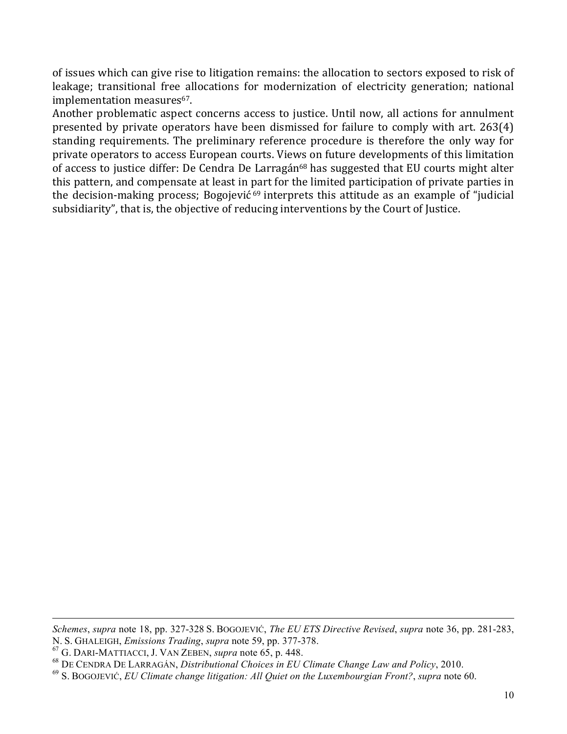of issues which can give rise to litigation remains: the allocation to sectors exposed to risk of leakage; transitional free allocations for modernization of electricity generation; national implementation measures[67].

Another problematic aspect concerns access to justice. Until now, all actions for annulment presented by private operators have been dismissed for failure to comply with art. 263(4) standing requirements. The preliminary reference procedure is therefore the only way for private operators to access European courts. Views on future developments of this limitation of access to justice differ: De Cendra De Larragán[68] has suggested that EU courts might alter this pattern, and compensate at least in part for the limited participation of private parties in the decision-making process; Bogojević[69] interprets this attitude as an example of "judicial subsidiarity", that is, the objective of reducing interventions by the Court of Justice.

---

*Schemes*, *supra* note 18, pp. 327-328 S. BOGOJEVIĆ, *The EU ETS Directive Revised*, *supra* note 36, pp. 281-283, N. S. GHALEIGH, *Emissions Trading*, *supra* note 59, pp. 377-378.

[67] G. DARI-MATTIACCI, J. VAN ZEBEN, *supra* note 65, p. 448.

[68] DE CENDRA DE LARRAGÁN, *Distributional Choices in EU Climate Change Law and Policy*, 2010.

[69] S. BOGOJEVIĆ, *EU Climate change litigation: All Quiet on the Luxembourgian Front?*, *supra* note 60.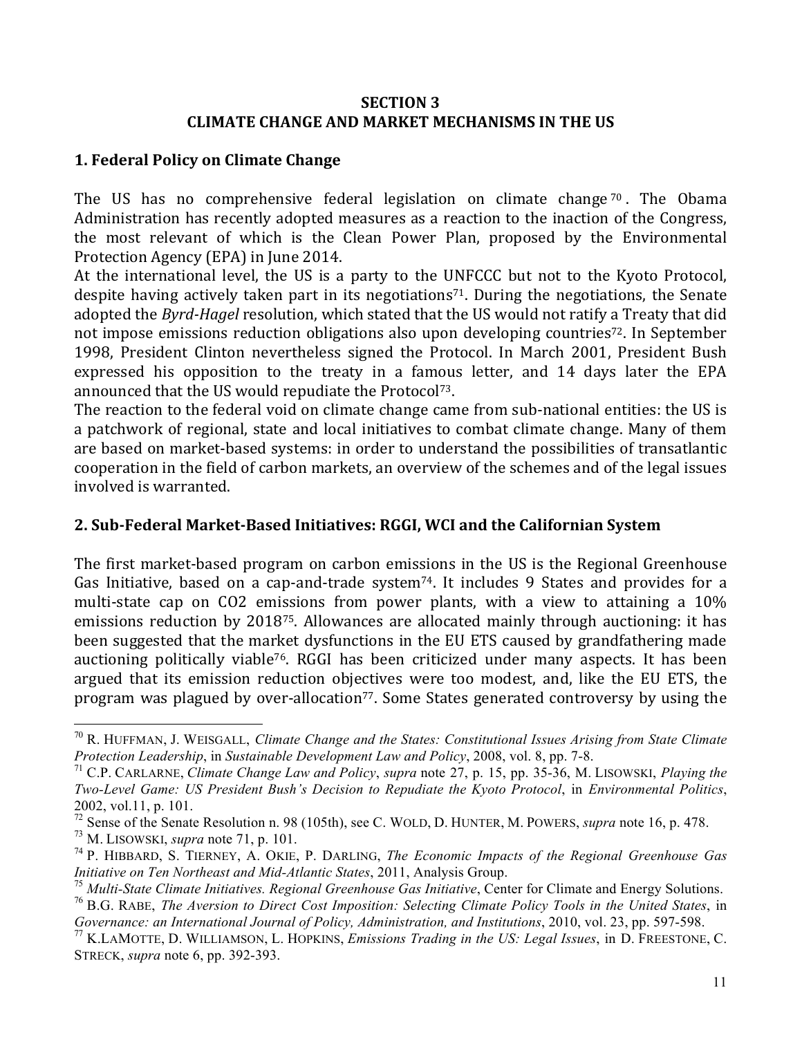## SECTION 3
## CLIMATE CHANGE AND MARKET MECHANISMS IN THE US

### 1. Federal Policy on Climate Change

The US has no comprehensive federal legislation on climate change[70]. The Obama Administration has recently adopted measures as a reaction to the inaction of the Congress, the most relevant of which is the Clean Power Plan, proposed by the Environmental Protection Agency (EPA) in June 2014.

At the international level, the US is a party to the UNFCCC but not to the Kyoto Protocol, despite having actively taken part in its negotiations[71]. During the negotiations, the Senate adopted the *Byrd-Hagel* resolution, which stated that the US would not ratify a Treaty that did not impose emissions reduction obligations also upon developing countries[72]. In September 1998, President Clinton nevertheless signed the Protocol. In March 2001, President Bush expressed his opposition to the treaty in a famous letter, and 14 days later the EPA announced that the US would repudiate the Protocol[73].

The reaction to the federal void on climate change came from sub-national entities: the US is a patchwork of regional, state and local initiatives to combat climate change. Many of them are based on market-based systems: in order to understand the possibilities of transatlantic cooperation in the field of carbon markets, an overview of the schemes and of the legal issues involved is warranted.

### 2. Sub-Federal Market-Based Initiatives: RGGI, WCI and the Californian System

The first market-based program on carbon emissions in the US is the Regional Greenhouse Gas Initiative, based on a cap-and-trade system[74]. It includes 9 States and provides for a multi-state cap on CO2 emissions from power plants, with a view to attaining a 10% emissions reduction by 2018[75]. Allowances are allocated mainly through auctioning: it has been suggested that the market dysfunctions in the EU ETS caused by grandfathering made auctioning politically viable[76]. RGGI has been criticized under many aspects. It has been argued that its emission reduction objectives were too modest, and, like the EU ETS, the program was plagued by over-allocation[77]. Some States generated controversy by using the

---

[70] R. Huffman, J. Weisgall, *Climate Change and the States: Constitutional Issues Arising from State Climate Protection Leadership*, in *Sustainable Development Law and Policy*, 2008, vol. 8, pp. 7-8.

[71] C.P. Carlarne, *Climate Change Law and Policy*, *supra* note 27, p. 15, pp. 35-36, M. Lisowski, *Playing the Two-Level Game: US President Bush's Decision to Repudiate the Kyoto Protocol*, in *Environmental Politics*, 2002, vol.11, p. 101.

[72] Sense of the Senate Resolution n. 98 (105th), see C. Wold, D. Hunter, M. Powers, *supra* note 16, p. 478.

[73] M. Lisowski, *supra* note 71, p. 101.

[74] P. Hibbard, S. Tierney, A. Okie, P. Darling, *The Economic Impacts of the Regional Greenhouse Gas Initiative on Ten Northeast and Mid-Atlantic States*, 2011, Analysis Group.

[75] *Multi-State Climate Initiatives. Regional Greenhouse Gas Initiative*, Center for Climate and Energy Solutions.

[76] B.G. Rabe, *The Aversion to Direct Cost Imposition: Selecting Climate Policy Tools in the United States*, in *Governance: an International Journal of Policy, Administration, and Institutions*, 2010, vol. 23, pp. 597-598.

[77] K.LaMotte, D. Williamson, L. Hopkins, *Emissions Trading in the US: Legal Issues*, in D. Freestone, C. Streck, *supra* note 6, pp. 392-393.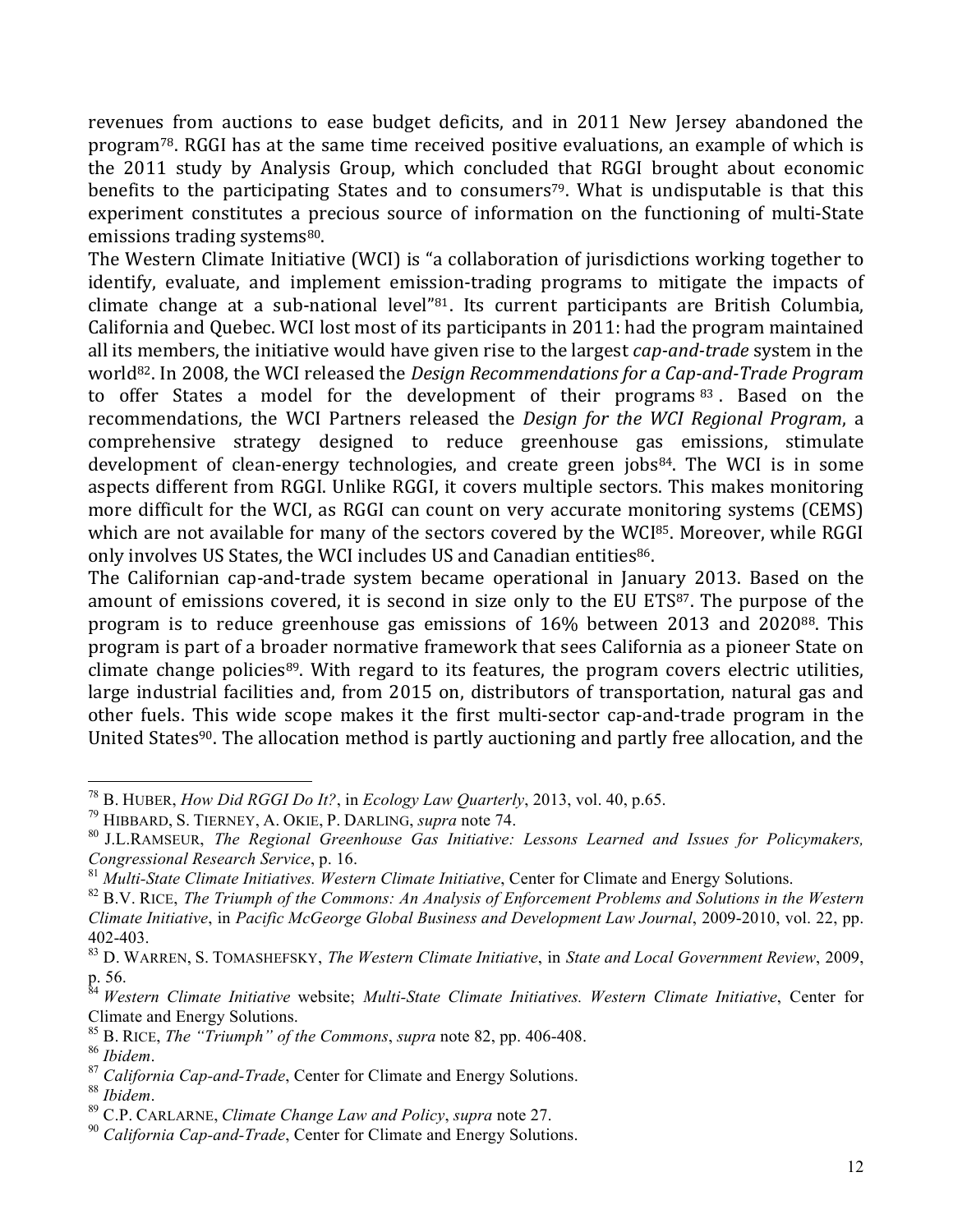revenues from auctions to ease budget deficits, and in 2011 New Jersey abandoned the program[78]. RGGI has at the same time received positive evaluations, an example of which is the 2011 study by Analysis Group, which concluded that RGGI brought about economic benefits to the participating States and to consumers[79]. What is undisputable is that this experiment constitutes a precious source of information on the functioning of multi-State emissions trading systems[80].

The Western Climate Initiative (WCI) is "a collaboration of jurisdictions working together to identify, evaluate, and implement emission-trading programs to mitigate the impacts of climate change at a sub-national level"[81]. Its current participants are British Columbia, California and Quebec. WCI lost most of its participants in 2011: had the program maintained all its members, the initiative would have given rise to the largest *cap-and-trade* system in the world[82]. In 2008, the WCI released the *Design Recommendations for a Cap-and-Trade Program* to offer States a model for the development of their programs[83]. Based on the recommendations, the WCI Partners released the *Design for the WCI Regional Program*, a comprehensive strategy designed to reduce greenhouse gas emissions, stimulate development of clean-energy technologies, and create green jobs[84]. The WCI is in some aspects different from RGGI. Unlike RGGI, it covers multiple sectors. This makes monitoring more difficult for the WCI, as RGGI can count on very accurate monitoring systems (CEMS) which are not available for many of the sectors covered by the WCI[85]. Moreover, while RGGI only involves US States, the WCI includes US and Canadian entities[86].

The Californian cap-and-trade system became operational in January 2013. Based on the amount of emissions covered, it is second in size only to the EU ETS[87]. The purpose of the program is to reduce greenhouse gas emissions of 16% between 2013 and 2020[88]. This program is part of a broader normative framework that sees California as a pioneer State on climate change policies[89]. With regard to its features, the program covers electric utilities, large industrial facilities and, from 2015 on, distributors of transportation, natural gas and other fuels. This wide scope makes it the first multi-sector cap-and-trade program in the United States[90]. The allocation method is partly auctioning and partly free allocation, and the

---

[78] B. HUBER, *How Did RGGI Do It?*, in *Ecology Law Quarterly*, 2013, vol. 40, p.65.

[79] HIBBARD, S. TIERNEY, A. OKIE, P. DARLING, *supra* note 74.

[80] J.L.RAMSEUR, *The Regional Greenhouse Gas Initiative: Lessons Learned and Issues for Policymakers, Congressional Research Service*, p. 16.

[81] *Multi-State Climate Initiatives. Western Climate Initiative*, Center for Climate and Energy Solutions.

[82] B.V. RICE, *The Triumph of the Commons: An Analysis of Enforcement Problems and Solutions in the Western Climate Initiative*, in *Pacific McGeorge Global Business and Development Law Journal*, 2009-2010, vol. 22, pp. 402-403.

[83] D. WARREN, S. TOMASHEFSKY, *The Western Climate Initiative*, in *State and Local Government Review*, 2009, p. 56.

[84] *Western Climate Initiative* website; *Multi-State Climate Initiatives. Western Climate Initiative*, Center for Climate and Energy Solutions.

[85] B. RICE, *The "Triumph" of the Commons*, *supra* note 82, pp. 406-408.

[86] *Ibidem*.

[87] *California Cap-and-Trade*, Center for Climate and Energy Solutions.

[88] *Ibidem*.

[89] C.P. CARLARNE, *Climate Change Law and Policy*, *supra* note 27.

[90] *California Cap-and-Trade*, Center for Climate and Energy Solutions.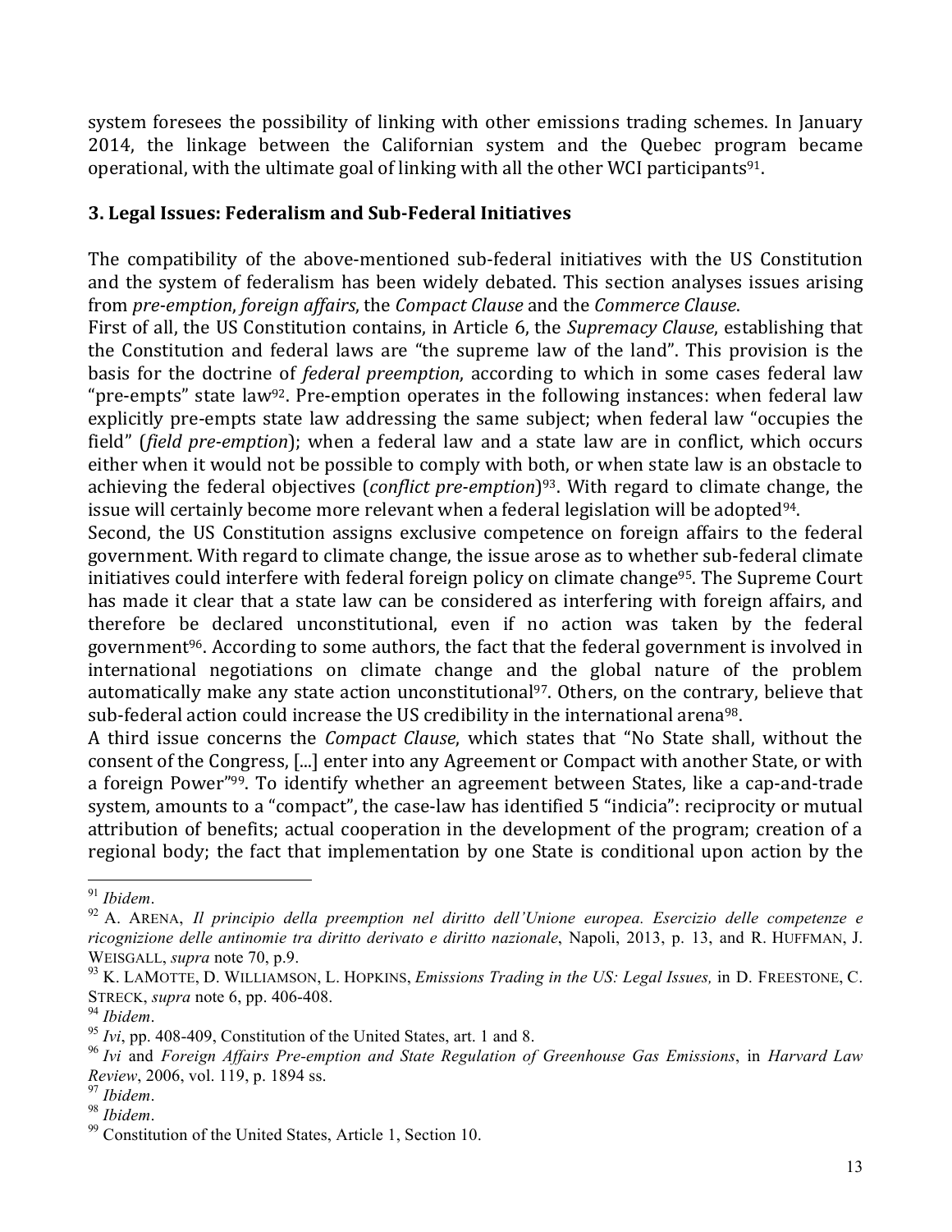system foresees the possibility of linking with other emissions trading schemes. In January 2014, the linkage between the Californian system and the Quebec program became operational, with the ultimate goal of linking with all the other WCI participants[91].

### 3. Legal Issues: Federalism and Sub-Federal Initiatives

The compatibility of the above-mentioned sub-federal initiatives with the US Constitution and the system of federalism has been widely debated. This section analyses issues arising from *pre-emption*, *foreign affairs*, the *Compact Clause* and the *Commerce Clause*.

First of all, the US Constitution contains, in Article 6, the *Supremacy Clause*, establishing that the Constitution and federal laws are "the supreme law of the land". This provision is the basis for the doctrine of *federal preemption*, according to which in some cases federal law "pre-empts" state law[92]. Pre-emption operates in the following instances: when federal law explicitly pre-empts state law addressing the same subject; when federal law "occupies the field" (*field pre-emption*); when a federal law and a state law are in conflict, which occurs either when it would not be possible to comply with both, or when state law is an obstacle to achieving the federal objectives (*conflict pre-emption*)[93]. With regard to climate change, the issue will certainly become more relevant when a federal legislation will be adopted[94].

Second, the US Constitution assigns exclusive competence on foreign affairs to the federal government. With regard to climate change, the issue arose as to whether sub-federal climate initiatives could interfere with federal foreign policy on climate change[95]. The Supreme Court has made it clear that a state law can be considered as interfering with foreign affairs, and therefore be declared unconstitutional, even if no action was taken by the federal government[96]. According to some authors, the fact that the federal government is involved in international negotiations on climate change and the global nature of the problem automatically make any state action unconstitutional[97]. Others, on the contrary, believe that sub-federal action could increase the US credibility in the international arena[98].

A third issue concerns the *Compact Clause*, which states that "No State shall, without the consent of the Congress, [...] enter into any Agreement or Compact with another State, or with a foreign Power"[99]. To identify whether an agreement between States, like a cap-and-trade system, amounts to a "compact", the case-law has identified 5 "indicia": reciprocity or mutual attribution of benefits; actual cooperation in the development of the program; creation of a regional body; the fact that implementation by one State is conditional upon action by the

---

[91] *Ibidem*.

[92] A. ARENA, *Il principio della preemption nel diritto dell'Unione europea. Esercizio delle competenze e ricognizione delle antinomie tra diritto derivato e diritto nazionale*, Napoli, 2013, p. 13, and R. HUFFMAN, J. WEISGALL, *supra* note 70, p.9.

[93] K. LAMOTTE, D. WILLIAMSON, L. HOPKINS, *Emissions Trading in the US: Legal Issues,* in D. FREESTONE, C. STRECK, *supra* note 6, pp. 406-408.

[94] *Ibidem*.

[95] *Ivi*, pp. 408-409, Constitution of the United States, art. 1 and 8.

[96] *Ivi* and *Foreign Affairs Pre-emption and State Regulation of Greenhouse Gas Emissions*, in *Harvard Law Review*, 2006, vol. 119, p. 1894 ss.

[97] *Ibidem*.

[98] *Ibidem*.

[99] Constitution of the United States, Article 1, Section 10.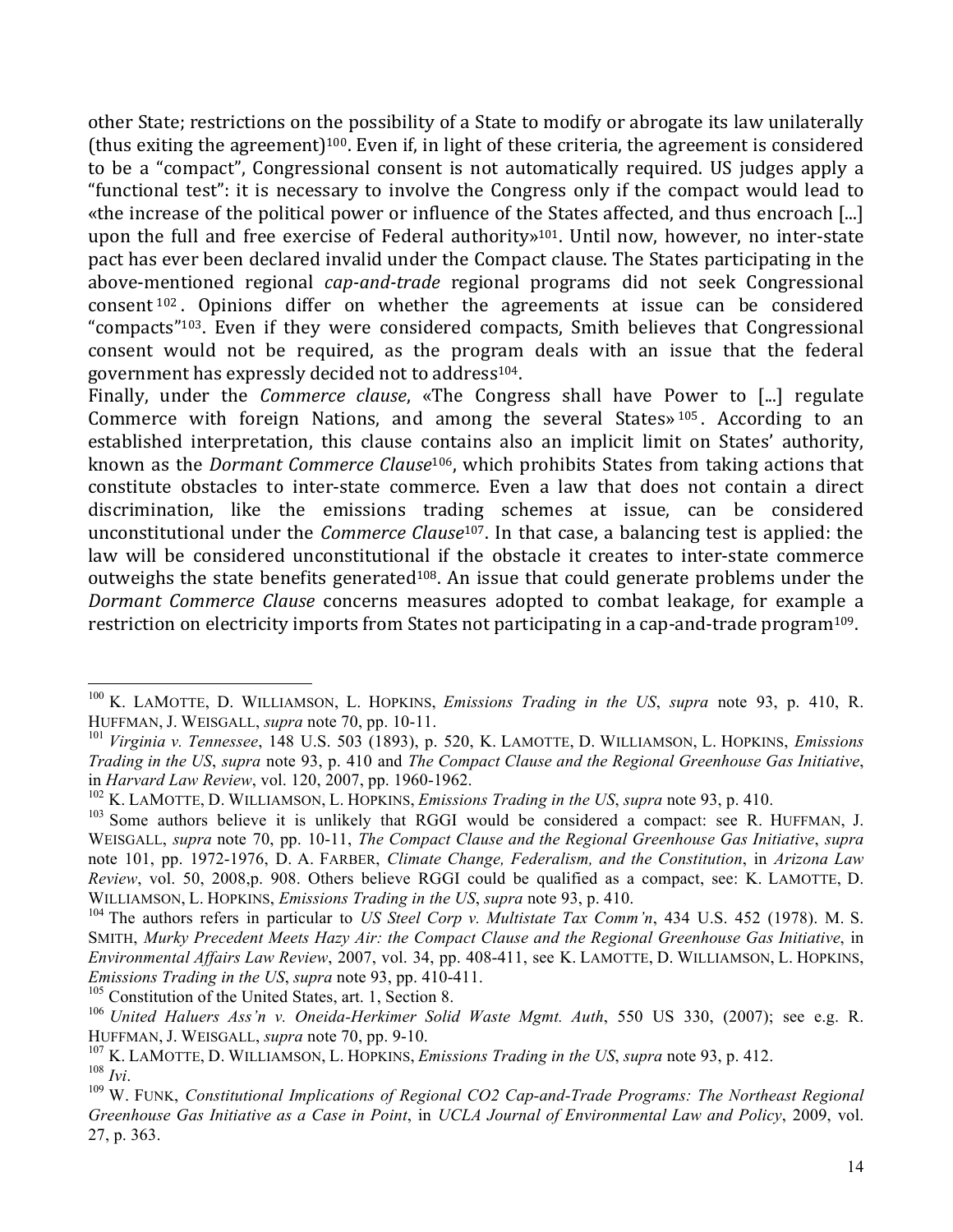other State; restrictions on the possibility of a State to modify or abrogate its law unilaterally (thus exiting the agreement)[100]. Even if, in light of these criteria, the agreement is considered to be a "compact", Congressional consent is not automatically required. US judges apply a "functional test": it is necessary to involve the Congress only if the compact would lead to «the increase of the political power or influence of the States affected, and thus encroach [...] upon the full and free exercise of Federal authority»[101]. Until now, however, no inter-state pact has ever been declared invalid under the Compact clause. The States participating in the above-mentioned regional *cap-and-trade* regional programs did not seek Congressional consent[102]. Opinions differ on whether the agreements at issue can be considered "compacts"[103]. Even if they were considered compacts, Smith believes that Congressional consent would not be required, as the program deals with an issue that the federal government has expressly decided not to address[104].

Finally, under the *Commerce clause*, «The Congress shall have Power to [...] regulate Commerce with foreign Nations, and among the several States»[105]. According to an established interpretation, this clause contains also an implicit limit on States' authority, known as the *Dormant Commerce Clause*[106], which prohibits States from taking actions that constitute obstacles to inter-state commerce. Even a law that does not contain a direct discrimination, like the emissions trading schemes at issue, can be considered unconstitutional under the *Commerce Clause*[107]. In that case, a balancing test is applied: the law will be considered unconstitutional if the obstacle it creates to inter-state commerce outweighs the state benefits generated[108]. An issue that could generate problems under the *Dormant Commerce Clause* concerns measures adopted to combat leakage, for example a restriction on electricity imports from States not participating in a cap-and-trade program[109].

---

[100] K. LAMOTTE, D. WILLIAMSON, L. HOPKINS, *Emissions Trading in the US*, *supra* note 93, p. 410, R. HUFFMAN, J. WEISGALL, *supra* note 70, pp. 10-11.

[101] *Virginia v. Tennessee*, 148 U.S. 503 (1893), p. 520, K. LAMOTTE, D. WILLIAMSON, L. HOPKINS, *Emissions Trading in the US*, *supra* note 93, p. 410 and *The Compact Clause and the Regional Greenhouse Gas Initiative*, in *Harvard Law Review*, vol. 120, 2007, pp. 1960-1962.

[102] K. LAMOTTE, D. WILLIAMSON, L. HOPKINS, *Emissions Trading in the US*, *supra* note 93, p. 410.

[103] Some authors believe it is unlikely that RGGI would be considered a compact: see R. HUFFMAN, J. WEISGALL, *supra* note 70, pp. 10-11, *The Compact Clause and the Regional Greenhouse Gas Initiative*, *supra* note 101, pp. 1972-1976, D. A. FARBER, *Climate Change, Federalism, and the Constitution*, in *Arizona Law Review*, vol. 50, 2008,p. 908. Others believe RGGI could be qualified as a compact, see: K. LAMOTTE, D. WILLIAMSON, L. HOPKINS, *Emissions Trading in the US*, *supra* note 93, p. 410.

[104] The authors refers in particular to *US Steel Corp v. Multistate Tax Comm'n*, 434 U.S. 452 (1978). M. S. SMITH, *Murky Precedent Meets Hazy Air: the Compact Clause and the Regional Greenhouse Gas Initiative*, in *Environmental Affairs Law Review*, 2007, vol. 34, pp. 408-411, see K. LAMOTTE, D. WILLIAMSON, L. HOPKINS, *Emissions Trading in the US*, *supra* note 93, pp. 410-411.

[105] Constitution of the United States, art. 1, Section 8.

[106] *United Haluers Ass'n v. Oneida-Herkimer Solid Waste Mgmt. Auth*, 550 US 330, (2007); see e.g. R. HUFFMAN, J. WEISGALL, *supra* note 70, pp. 9-10.

[107] K. LAMOTTE, D. WILLIAMSON, L. HOPKINS, *Emissions Trading in the US*, *supra* note 93, p. 412.

[108] *Ivi*.

[109] W. FUNK, *Constitutional Implications of Regional CO2 Cap-and-Trade Programs: The Northeast Regional Greenhouse Gas Initiative as a Case in Point*, in *UCLA Journal of Environmental Law and Policy*, 2009, vol. 27, p. 363.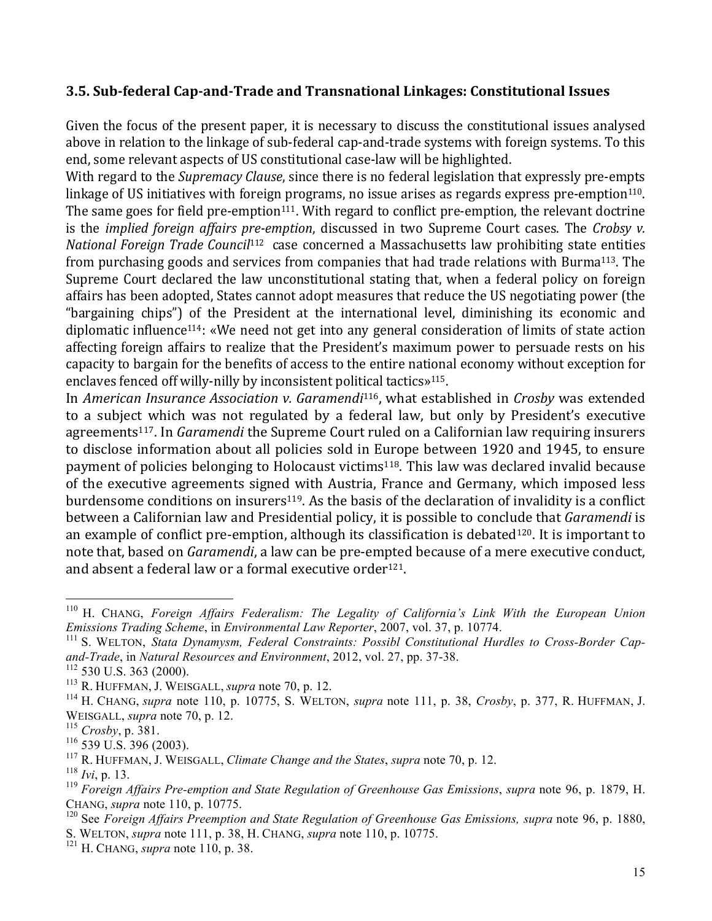### 3.5. Sub-federal Cap-and-Trade and Transnational Linkages: Constitutional Issues

Given the focus of the present paper, it is necessary to discuss the constitutional issues analysed above in relation to the linkage of sub-federal cap-and-trade systems with foreign systems. To this end, some relevant aspects of US constitutional case-law will be highlighted.

With regard to the *Supremacy Clause*, since there is no federal legislation that expressly pre-empts linkage of US initiatives with foreign programs, no issue arises as regards express pre-emption[110]. The same goes for field pre-emption[111]. With regard to conflict pre-emption, the relevant doctrine is the *implied foreign affairs pre-emption*, discussed in two Supreme Court cases. The *Crobsy v. National Foreign Trade Council*[112] case concerned a Massachusetts law prohibiting state entities from purchasing goods and services from companies that had trade relations with Burma[113]. The Supreme Court declared the law unconstitutional stating that, when a federal policy on foreign affairs has been adopted, States cannot adopt measures that reduce the US negotiating power (the "bargaining chips") of the President at the international level, diminishing its economic and diplomatic influence[114]: «We need not get into any general consideration of limits of state action affecting foreign affairs to realize that the President's maximum power to persuade rests on his capacity to bargain for the benefits of access to the entire national economy without exception for enclaves fenced off willy-nilly by inconsistent political tactics»[115].

In *American Insurance Association v. Garamendi*[116], what established in *Crosby* was extended to a subject which was not regulated by a federal law, but only by President's executive agreements[117]. In *Garamendi* the Supreme Court ruled on a Californian law requiring insurers to disclose information about all policies sold in Europe between 1920 and 1945, to ensure payment of policies belonging to Holocaust victims[118]. This law was declared invalid because of the executive agreements signed with Austria, France and Germany, which imposed less burdensome conditions on insurers[119]. As the basis of the declaration of invalidity is a conflict between a Californian law and Presidential policy, it is possible to conclude that *Garamendi* is an example of conflict pre-emption, although its classification is debated[120]. It is important to note that, based on *Garamendi*, a law can be pre-empted because of a mere executive conduct, and absent a federal law or a formal executive order[121].

---

[110] H. CHANG, *Foreign Affairs Federalism: The Legality of California's Link With the European Union Emissions Trading Scheme*, in *Environmental Law Reporter*, 2007, vol. 37, p. 10774.

[111] S. WELTON, *Stata Dynamysm, Federal Constraints: Possibl Constitutional Hurdles to Cross-Border Cap-and-Trade*, in *Natural Resources and Environment*, 2012, vol. 27, pp. 37-38.

[112] 530 U.S. 363 (2000).

[113] R. HUFFMAN, J. WEISGALL, *supra* note 70, p. 12.

[114] H. CHANG, *supra* note 110, p. 10775, S. WELTON, *supra* note 111, p. 38, *Crosby*, p. 377, R. HUFFMAN, J. WEISGALL, *supra* note 70, p. 12.

[115] *Crosby*, p. 381.

[116] 539 U.S. 396 (2003).

[117] R. HUFFMAN, J. WEISGALL, *Climate Change and the States*, *supra* note 70, p. 12.

[118] *Ivi*, p. 13.

[119] *Foreign Affairs Pre-emption and State Regulation of Greenhouse Gas Emissions*, *supra* note 96, p. 1879, H. CHANG, *supra* note 110, p. 10775.

[120] See *Foreign Affairs Preemption and State Regulation of Greenhouse Gas Emissions, supra* note 96, p. 1880, S. WELTON, *supra* note 111, p. 38, H. CHANG, *supra* note 110, p. 10775.

[121] H. CHANG, *supra* note 110, p. 38.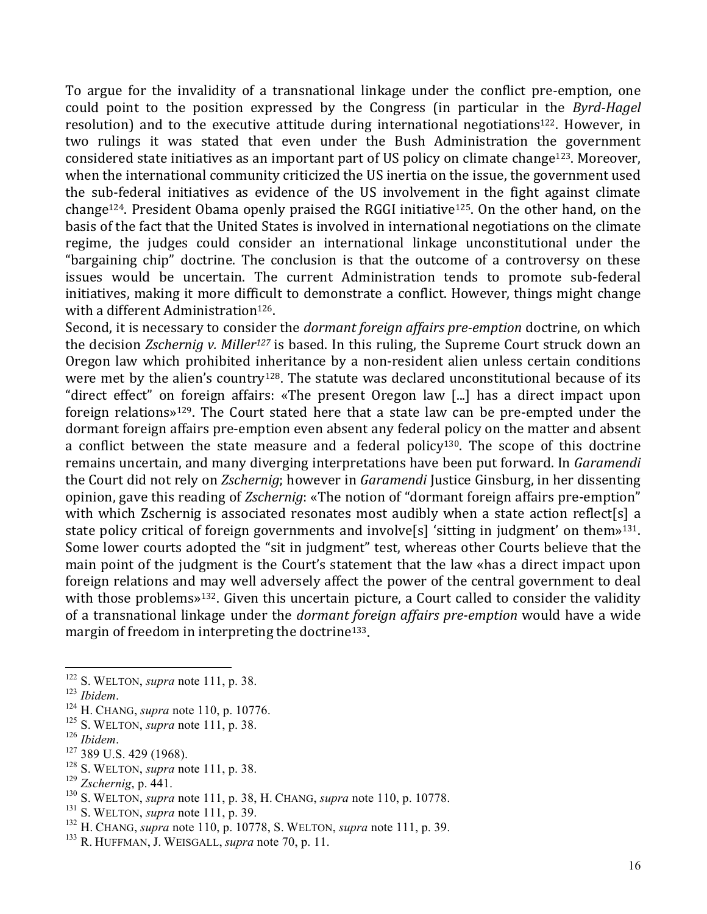To argue for the invalidity of a transnational linkage under the conflict pre-emption, one could point to the position expressed by the Congress (in particular in the *Byrd-Hagel* resolution) and to the executive attitude during international negotiations[122]. However, in two rulings it was stated that even under the Bush Administration the government considered state initiatives as an important part of US policy on climate change[123]. Moreover, when the international community criticized the US inertia on the issue, the government used the sub-federal initiatives as evidence of the US involvement in the fight against climate change[124]. President Obama openly praised the RGGI initiative[125]. On the other hand, on the basis of the fact that the United States is involved in international negotiations on the climate regime, the judges could consider an international linkage unconstitutional under the "bargaining chip" doctrine. The conclusion is that the outcome of a controversy on these issues would be uncertain. The current Administration tends to promote sub-federal initiatives, making it more difficult to demonstrate a conflict. However, things might change with a different Administration[126].

Second, it is necessary to consider the *dormant foreign affairs pre-emption* doctrine, on which the decision *Zschernig v. Miller*[127] is based. In this ruling, the Supreme Court struck down an Oregon law which prohibited inheritance by a non-resident alien unless certain conditions were met by the alien's country[128]. The statute was declared unconstitutional because of its "direct effect" on foreign affairs: «The present Oregon law [...] has a direct impact upon foreign relations»[129]. The Court stated here that a state law can be pre-empted under the dormant foreign affairs pre-emption even absent any federal policy on the matter and absent a conflict between the state measure and a federal policy[130]. The scope of this doctrine remains uncertain, and many diverging interpretations have been put forward. In *Garamendi* the Court did not rely on *Zschernig*; however in *Garamendi* Justice Ginsburg, in her dissenting opinion, gave this reading of *Zschernig*: «The notion of "dormant foreign affairs pre-emption" with which Zschernig is associated resonates most audibly when a state action reflect[s] a state policy critical of foreign governments and involve[s] 'sitting in judgment' on them»[131]. Some lower courts adopted the "sit in judgment" test, whereas other Courts believe that the main point of the judgment is the Court's statement that the law «has a direct impact upon foreign relations and may well adversely affect the power of the central government to deal with those problems»[132]. Given this uncertain picture, a Court called to consider the validity of a transnational linkage under the *dormant foreign affairs pre-emption* would have a wide margin of freedom in interpreting the doctrine[133].

---

[122] S. WELTON, *supra* note 111, p. 38.
[123] *Ibidem*.
[124] H. CHANG, *supra* note 110, p. 10776.
[125] S. WELTON, *supra* note 111, p. 38.
[126] *Ibidem*.
[127] 389 U.S. 429 (1968).
[128] S. WELTON, *supra* note 111, p. 38.
[129] *Zschernig*, p. 441.
[130] S. WELTON, *supra* note 111, p. 38, H. CHANG, *supra* note 110, p. 10778.
[131] S. WELTON, *supra* note 111, p. 39.
[132] H. CHANG, *supra* note 110, p. 10778, S. WELTON, *supra* note 111, p. 39.
[133] R. HUFFMAN, J. WEISGALL, *supra* note 70, p. 11.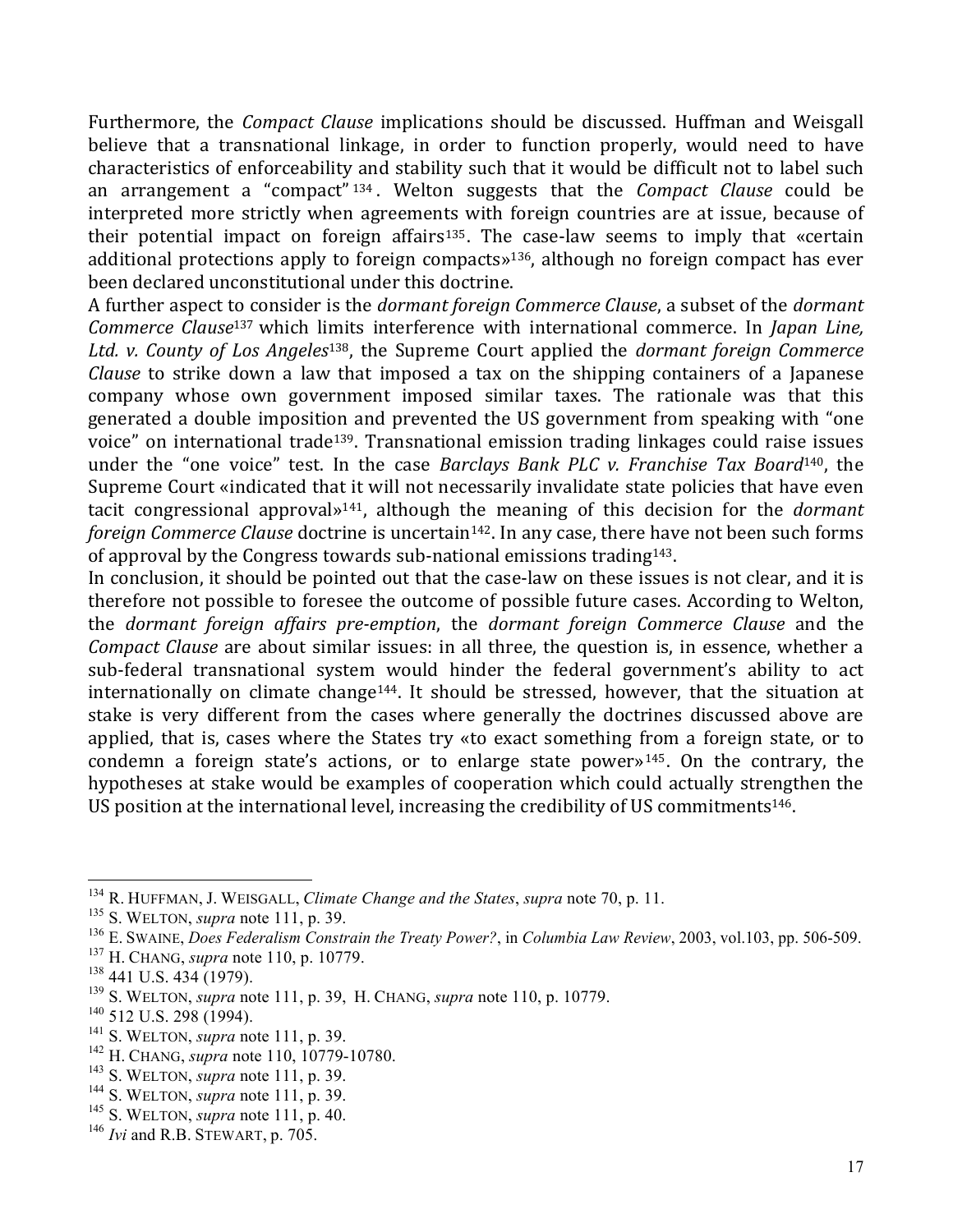Furthermore, the *Compact Clause* implications should be discussed. Huffman and Weisgall believe that a transnational linkage, in order to function properly, would need to have characteristics of enforceability and stability such that it would be difficult not to label such an arrangement a "compact"[134]. Welton suggests that the *Compact Clause* could be interpreted more strictly when agreements with foreign countries are at issue, because of their potential impact on foreign affairs[135]. The case-law seems to imply that «certain additional protections apply to foreign compacts»[136], although no foreign compact has ever been declared unconstitutional under this doctrine.

A further aspect to consider is the *dormant foreign Commerce Clause*, a subset of the *dormant Commerce Clause*[137] which limits interference with international commerce. In *Japan Line, Ltd. v. County of Los Angeles*[138], the Supreme Court applied the *dormant foreign Commerce Clause* to strike down a law that imposed a tax on the shipping containers of a Japanese company whose own government imposed similar taxes. The rationale was that this generated a double imposition and prevented the US government from speaking with "one voice" on international trade[139]. Transnational emission trading linkages could raise issues under the "one voice" test. In the case *Barclays Bank PLC v. Franchise Tax Board*[140], the Supreme Court «indicated that it will not necessarily invalidate state policies that have even tacit congressional approval»[141], although the meaning of this decision for the *dormant foreign Commerce Clause* doctrine is uncertain[142]. In any case, there have not been such forms of approval by the Congress towards sub-national emissions trading[143].

In conclusion, it should be pointed out that the case-law on these issues is not clear, and it is therefore not possible to foresee the outcome of possible future cases. According to Welton, the *dormant foreign affairs pre-emption*, the *dormant foreign Commerce Clause* and the *Compact Clause* are about similar issues: in all three, the question is, in essence, whether a sub-federal transnational system would hinder the federal government's ability to act internationally on climate change[144]. It should be stressed, however, that the situation at stake is very different from the cases where generally the doctrines discussed above are applied, that is, cases where the States try «to exact something from a foreign state, or to condemn a foreign state's actions, or to enlarge state power»[145]. On the contrary, the hypotheses at stake would be examples of cooperation which could actually strengthen the US position at the international level, increasing the credibility of US commitments[146].

---

[134] R. Huffman, J. Weisgall, *Climate Change and the States*, *supra* note 70, p. 11.

[135] S. Welton, *supra* note 111, p. 39.

[136] E. Swaine, *Does Federalism Constrain the Treaty Power?*, in *Columbia Law Review*, 2003, vol.103, pp. 506-509.

[137] H. Chang, *supra* note 110, p. 10779.

[138] 441 U.S. 434 (1979).

[139] S. Welton, *supra* note 111, p. 39, H. Chang, *supra* note 110, p. 10779.

[140] 512 U.S. 298 (1994).

[141] S. Welton, *supra* note 111, p. 39.

[142] H. Chang, *supra* note 110, 10779-10780.

[143] S. Welton, *supra* note 111, p. 39.

[144] S. Welton, *supra* note 111, p. 39.

[145] S. Welton, *supra* note 111, p. 40.

[146] *Ivi* and R.B. Stewart, p. 705.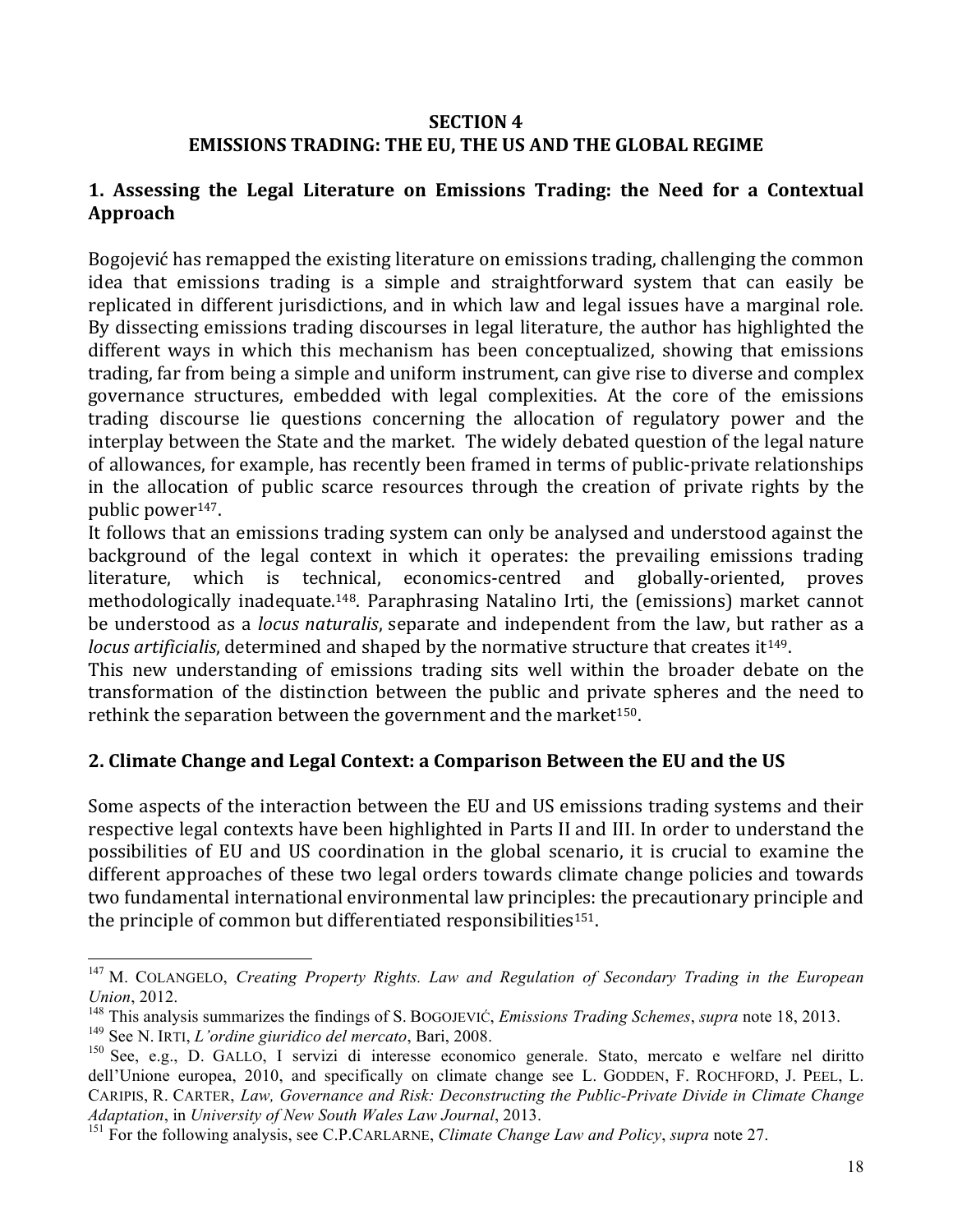## SECTION 4
## EMISSIONS TRADING: THE EU, THE US AND THE GLOBAL REGIME

### 1. Assessing the Legal Literature on Emissions Trading: the Need for a Contextual Approach

Bogojević has remapped the existing literature on emissions trading, challenging the common idea that emissions trading is a simple and straightforward system that can easily be replicated in different jurisdictions, and in which law and legal issues have a marginal role. By dissecting emissions trading discourses in legal literature, the author has highlighted the different ways in which this mechanism has been conceptualized, showing that emissions trading, far from being a simple and uniform instrument, can give rise to diverse and complex governance structures, embedded with legal complexities. At the core of the emissions trading discourse lie questions concerning the allocation of regulatory power and the interplay between the State and the market. The widely debated question of the legal nature of allowances, for example, has recently been framed in terms of public-private relationships in the allocation of public scarce resources through the creation of private rights by the public power[147].

It follows that an emissions trading system can only be analysed and understood against the background of the legal context in which it operates: the prevailing emissions trading literature, which is technical, economics-centred and globally-oriented, proves methodologically inadequate.[148]. Paraphrasing Natalino Irti, the (emissions) market cannot be understood as a *locus naturalis*, separate and independent from the law, but rather as a *locus artificialis*, determined and shaped by the normative structure that creates it[149].

This new understanding of emissions trading sits well within the broader debate on the transformation of the distinction between the public and private spheres and the need to rethink the separation between the government and the market[150].

### 2. Climate Change and Legal Context: a Comparison Between the EU and the US

Some aspects of the interaction between the EU and US emissions trading systems and their respective legal contexts have been highlighted in Parts II and III. In order to understand the possibilities of EU and US coordination in the global scenario, it is crucial to examine the different approaches of these two legal orders towards climate change policies and towards two fundamental international environmental law principles: the precautionary principle and the principle of common but differentiated responsibilities[151].

---

[147] M. COLANGELO, *Creating Property Rights. Law and Regulation of Secondary Trading in the European Union*, 2012.

[148] This analysis summarizes the findings of S. BOGOJEVIĆ, *Emissions Trading Schemes*, *supra* note 18, 2013.

[149] See N. IRTI, *L'ordine giuridico del mercato*, Bari, 2008.

[150] See, e.g., D. GALLO, I servizi di interesse economico generale. Stato, mercato e welfare nel diritto dell'Unione europea, 2010, and specifically on climate change see L. GODDEN, F. ROCHFORD, J. PEEL, L. CARIPIS, R. CARTER, *Law, Governance and Risk: Deconstructing the Public-Private Divide in Climate Change Adaptation*, in *University of New South Wales Law Journal*, 2013.

[151] For the following analysis, see C.P.CARLARNE, *Climate Change Law and Policy*, *supra* note 27.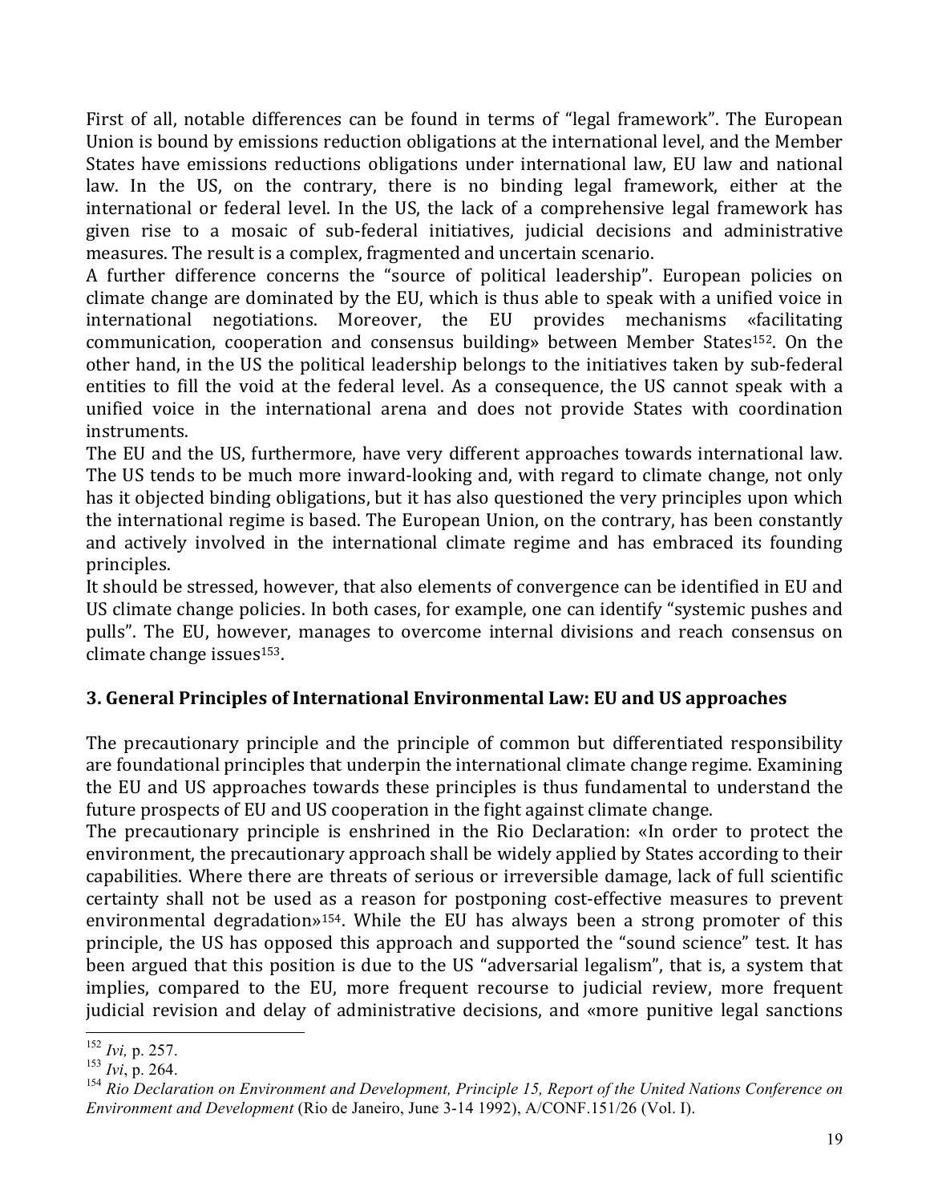First of all, notable differences can be found in terms of "legal framework". The European Union is bound by emissions reduction obligations at the international level, and the Member States have emissions reductions obligations under international law, EU law and national law. In the US, on the contrary, there is no binding legal framework, either at the international or federal level. In the US, the lack of a comprehensive legal framework has given rise to a mosaic of sub-federal initiatives, judicial decisions and administrative measures. The result is a complex, fragmented and uncertain scenario.

A further difference concerns the "source of political leadership". European policies on climate change are dominated by the EU, which is thus able to speak with a unified voice in international negotiations. Moreover, the EU provides mechanisms «facilitating communication, cooperation and consensus building» between Member States[152]. On the other hand, in the US the political leadership belongs to the initiatives taken by sub-federal entities to fill the void at the federal level. As a consequence, the US cannot speak with a unified voice in the international arena and does not provide States with coordination instruments.

The EU and the US, furthermore, have very different approaches towards international law. The US tends to be much more inward-looking and, with regard to climate change, not only has it objected binding obligations, but it has also questioned the very principles upon which the international regime is based. The European Union, on the contrary, has been constantly and actively involved in the international climate regime and has embraced its founding principles.

It should be stressed, however, that also elements of convergence can be identified in EU and US climate change policies. In both cases, for example, one can identify "systemic pushes and pulls". The EU, however, manages to overcome internal divisions and reach consensus on climate change issues[153].

## 3. General Principles of International Environmental Law: EU and US approaches

The precautionary principle and the principle of common but differentiated responsibility are foundational principles that underpin the international climate change regime. Examining the EU and US approaches towards these principles is thus fundamental to understand the future prospects of EU and US cooperation in the fight against climate change.

The precautionary principle is enshrined in the Rio Declaration: «In order to protect the environment, the precautionary approach shall be widely applied by States according to their capabilities. Where there are threats of serious or irreversible damage, lack of full scientific certainty shall not be used as a reason for postponing cost-effective measures to prevent environmental degradation»[154]. While the EU has always been a strong promoter of this principle, the US has opposed this approach and supported the "sound science" test. It has been argued that this position is due to the US "adversarial legalism", that is, a system that implies, compared to the EU, more frequent recourse to judicial review, more frequent judicial revision and delay of administrative decisions, and «more punitive legal sanctions

---

[152] *Ivi,* p. 257.

[153] *Ivi*, p. 264.

[154] *Rio Declaration on Environment and Development, Principle 15, Report of the United Nations Conference on Environment and Development* (Rio de Janeiro, June 3-14 1992), A/CONF.151/26 (Vol. I).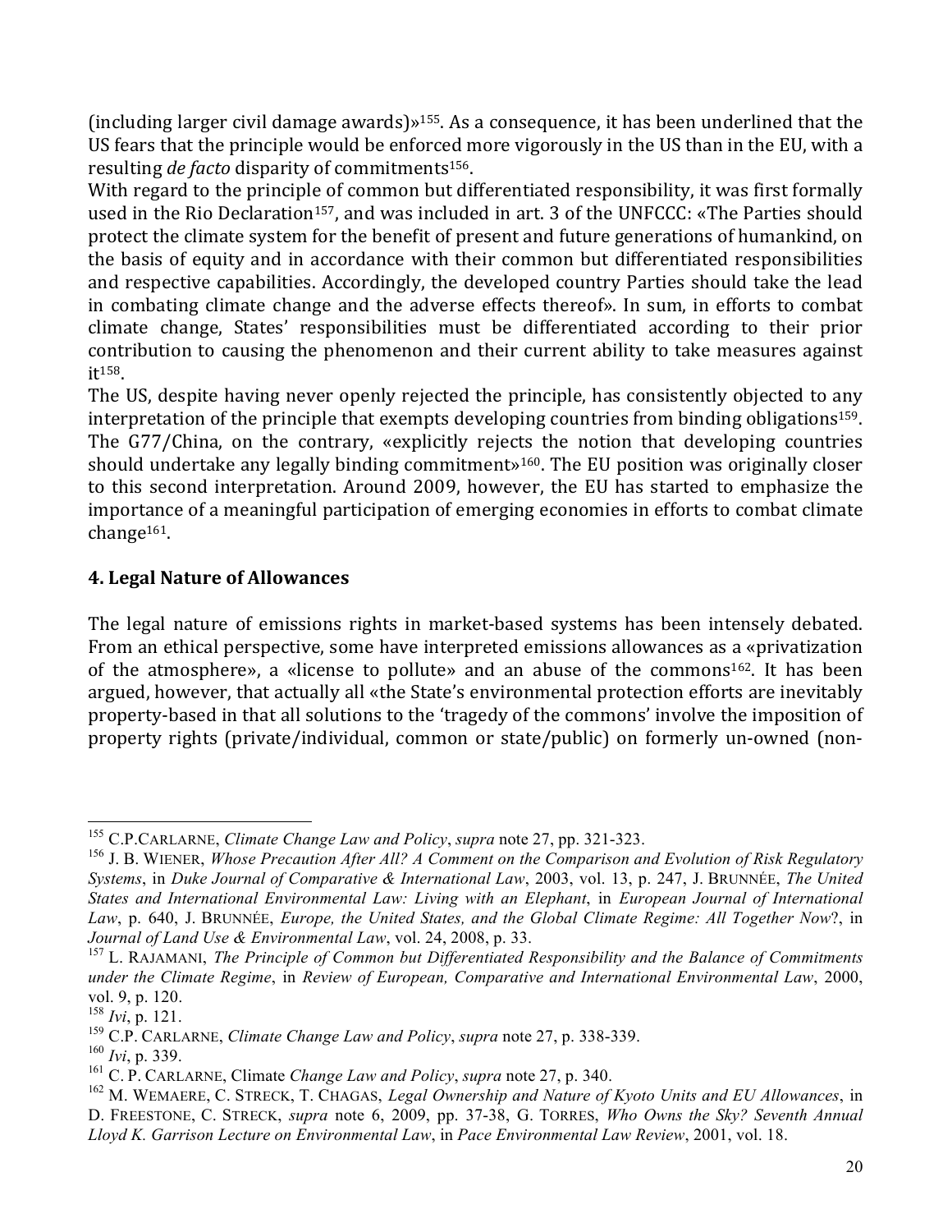(including larger civil damage awards)»[155]. As a consequence, it has been underlined that the US fears that the principle would be enforced more vigorously in the US than in the EU, with a resulting *de facto* disparity of commitments[156].

With regard to the principle of common but differentiated responsibility, it was first formally used in the Rio Declaration[157], and was included in art. 3 of the UNFCCC: «The Parties should protect the climate system for the benefit of present and future generations of humankind, on the basis of equity and in accordance with their common but differentiated responsibilities and respective capabilities. Accordingly, the developed country Parties should take the lead in combating climate change and the adverse effects thereof». In sum, in efforts to combat climate change, States' responsibilities must be differentiated according to their prior contribution to causing the phenomenon and their current ability to take measures against it[158].

The US, despite having never openly rejected the principle, has consistently objected to any interpretation of the principle that exempts developing countries from binding obligations[159]. The G77/China, on the contrary, «explicitly rejects the notion that developing countries should undertake any legally binding commitment»[160]. The EU position was originally closer to this second interpretation. Around 2009, however, the EU has started to emphasize the importance of a meaningful participation of emerging economies in efforts to combat climate change[161].

## 4. Legal Nature of Allowances

The legal nature of emissions rights in market-based systems has been intensely debated. From an ethical perspective, some have interpreted emissions allowances as a «privatization of the atmosphere», a «license to pollute» and an abuse of the commons[162]. It has been argued, however, that actually all «the State's environmental protection efforts are inevitably property-based in that all solutions to the 'tragedy of the commons' involve the imposition of property rights (private/individual, common or state/public) on formerly un-owned (non-

---

[155] C.P.CARLARNE, *Climate Change Law and Policy*, *supra* note 27, pp. 321-323.

[156] J. B. WIENER, *Whose Precaution After All? A Comment on the Comparison and Evolution of Risk Regulatory Systems*, in *Duke Journal of Comparative & International Law*, 2003, vol. 13, p. 247, J. BRUNNÉE, *The United States and International Environmental Law: Living with an Elephant*, in *European Journal of International Law*, p. 640, J. BRUNNÉE, *Europe, the United States, and the Global Climate Regime: All Together Now*?, in *Journal of Land Use & Environmental Law*, vol. 24, 2008, p. 33.

[157] L. RAJAMANI, *The Principle of Common but Differentiated Responsibility and the Balance of Commitments under the Climate Regime*, in *Review of European, Comparative and International Environmental Law*, 2000, vol. 9, p. 120.

[158] *Ivi*, p. 121.

[159] C.P. CARLARNE, *Climate Change Law and Policy*, *supra* note 27, p. 338-339.

[160] *Ivi*, p. 339.

[161] C. P. CARLARNE, Climate *Change Law and Policy*, *supra* note 27, p. 340.

[162] M. WEMAERE, C. STRECK, T. CHAGAS, *Legal Ownership and Nature of Kyoto Units and EU Allowances*, in D. FREESTONE, C. STRECK, *supra* note 6, 2009, pp. 37-38, G. TORRES, *Who Owns the Sky? Seventh Annual Lloyd K. Garrison Lecture on Environmental Law*, in *Pace Environmental Law Review*, 2001, vol. 18.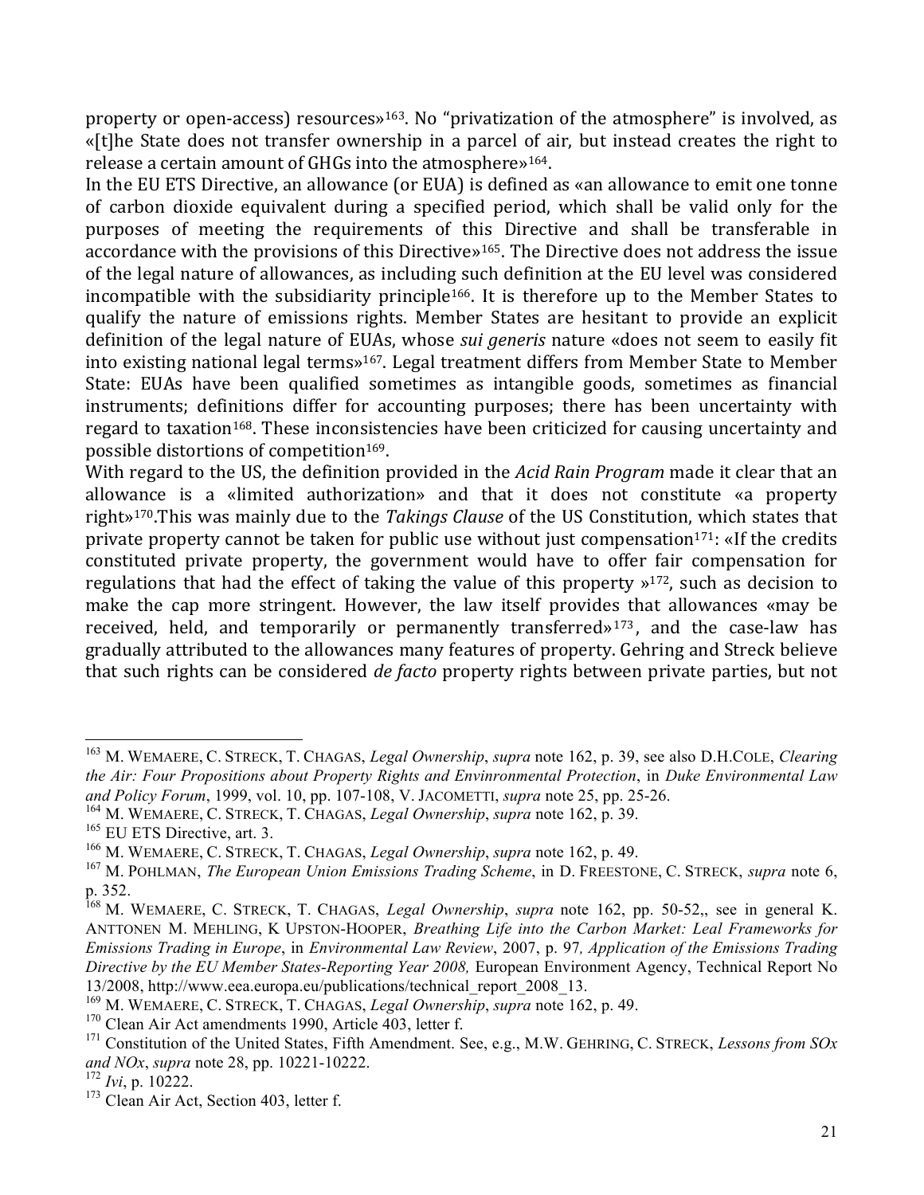property or open-access) resources»[163]. No "privatization of the atmosphere" is involved, as «[t]he State does not transfer ownership in a parcel of air, but instead creates the right to release a certain amount of GHGs into the atmosphere»[164].

In the EU ETS Directive, an allowance (or EUA) is defined as «an allowance to emit one tonne of carbon dioxide equivalent during a specified period, which shall be valid only for the purposes of meeting the requirements of this Directive and shall be transferable in accordance with the provisions of this Directive»[165]. The Directive does not address the issue of the legal nature of allowances, as including such definition at the EU level was considered incompatible with the subsidiarity principle[166]. It is therefore up to the Member States to qualify the nature of emissions rights. Member States are hesitant to provide an explicit definition of the legal nature of EUAs, whose *sui generis* nature «does not seem to easily fit into existing national legal terms»[167]. Legal treatment differs from Member State to Member State: EUAs have been qualified sometimes as intangible goods, sometimes as financial instruments; definitions differ for accounting purposes; there has been uncertainty with regard to taxation[168]. These inconsistencies have been criticized for causing uncertainty and possible distortions of competition[169].

With regard to the US, the definition provided in the *Acid Rain Program* made it clear that an allowance is a «limited authorization» and that it does not constitute «a property right»[170].This was mainly due to the *Takings Clause* of the US Constitution, which states that private property cannot be taken for public use without just compensation[171]: «If the credits constituted private property, the government would have to offer fair compensation for regulations that had the effect of taking the value of this property »[172], such as decision to make the cap more stringent. However, the law itself provides that allowances «may be received, held, and temporarily or permanently transferred»[173], and the case-law has gradually attributed to the allowances many features of property. Gehring and Streck believe that such rights can be considered *de facto* property rights between private parties, but not

---

[163] M. WEMAERE, C. STRECK, T. CHAGAS, *Legal Ownership*, *supra* note 162, p. 39, see also D.H.COLE, *Clearing the Air: Four Propositions about Property Rights and Envinronmental Protection*, in *Duke Environmental Law and Policy Forum*, 1999, vol. 10, pp. 107-108, V. JACOMETTI, *supra* note 25, pp. 25-26.

[164] M. WEMAERE, C. STRECK, T. CHAGAS, *Legal Ownership*, *supra* note 162, p. 39.

[165] EU ETS Directive, art. 3.

[166] M. WEMAERE, C. STRECK, T. CHAGAS, *Legal Ownership*, *supra* note 162, p. 49.

[167] M. POHLMAN, *The European Union Emissions Trading Scheme*, in D. FREESTONE, C. STRECK, *supra* note 6, p. 352.

[168] M. WEMAERE, C. STRECK, T. CHAGAS, *Legal Ownership*, *supra* note 162, pp. 50-52,, see in general K. ANTTONEN M. MEHLING, K UPSTON-HOOPER, *Breathing Life into the Carbon Market: Leal Frameworks for Emissions Trading in Europe*, in *Environmental Law Review*, 2007, p. 97*, Application of the Emissions Trading Directive by the EU Member States-Reporting Year 2008,* European Environment Agency, Technical Report No 13/2008, http://www.eea.europa.eu/publications/technical_report_2008_13.

[169] M. WEMAERE, C. STRECK, T. CHAGAS, *Legal Ownership*, *supra* note 162, p. 49.

[170] Clean Air Act amendments 1990, Article 403, letter f.

[171] Constitution of the United States, Fifth Amendment. See, e.g., M.W. GEHRING, C. STRECK, *Lessons from SOx and NOx*, *supra* note 28, pp. 10221-10222.

[172] *Ivi*, p. 10222.

[173] Clean Air Act, Section 403, letter f.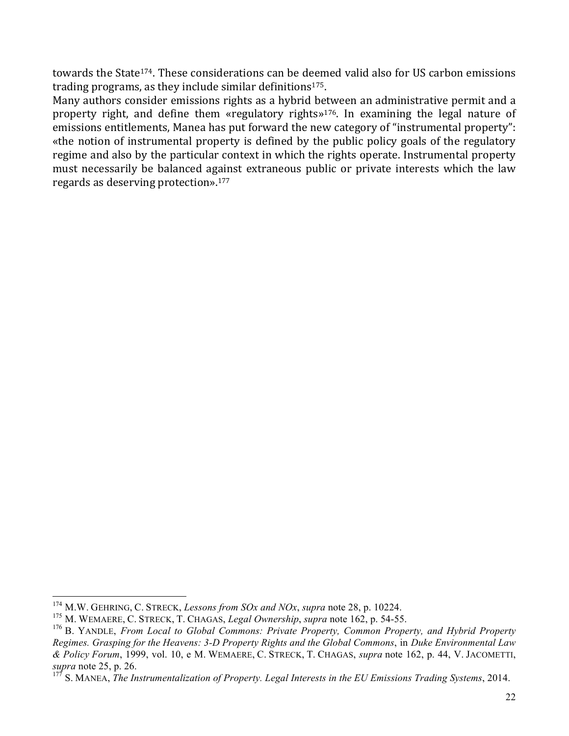towards the State[174]. These considerations can be deemed valid also for US carbon emissions trading programs, as they include similar definitions[175].

Many authors consider emissions rights as a hybrid between an administrative permit and a property right, and define them «regulatory rights»[176]. In examining the legal nature of emissions entitlements, Manea has put forward the new category of "instrumental property": «the notion of instrumental property is defined by the public policy goals of the regulatory regime and also by the particular context in which the rights operate. Instrumental property must necessarily be balanced against extraneous public or private interests which the law regards as deserving protection».[177]

---

[174] M.W. GEHRING, C. STRECK, *Lessons from SOx and NOx*, *supra* note 28, p. 10224.

[175] M. WEMAERE, C. STRECK, T. CHAGAS, *Legal Ownership*, *supra* note 162, p. 54-55.

[176] B. YANDLE, *From Local to Global Commons: Private Property, Common Property, and Hybrid Property Regimes. Grasping for the Heavens: 3-D Property Rights and the Global Commons*, in *Duke Environmental Law & Policy Forum*, 1999, vol. 10, e M. WEMAERE, C. STRECK, T. CHAGAS, *supra* note 162, p. 44, V. JACOMETTI, *supra* note 25, p. 26.

[177] S. MANEA, *The Instrumentalization of Property. Legal Interests in the EU Emissions Trading Systems*, 2014.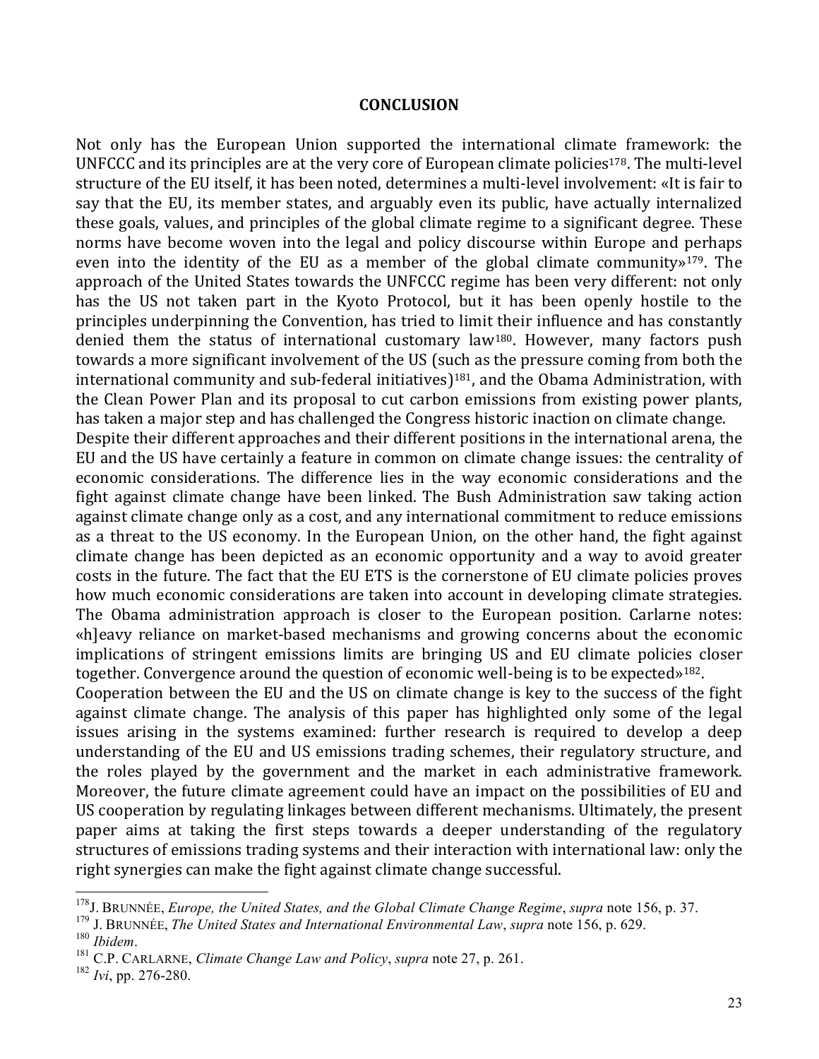## CONCLUSION

Not only has the European Union supported the international climate framework: the UNFCCC and its principles are at the very core of European climate policies[178]. The multi-level structure of the EU itself, it has been noted, determines a multi-level involvement: «It is fair to say that the EU, its member states, and arguably even its public, have actually internalized these goals, values, and principles of the global climate regime to a significant degree. These norms have become woven into the legal and policy discourse within Europe and perhaps even into the identity of the EU as a member of the global climate community»[179]. The approach of the United States towards the UNFCCC regime has been very different: not only has the US not taken part in the Kyoto Protocol, but it has been openly hostile to the principles underpinning the Convention, has tried to limit their influence and has constantly denied them the status of international customary law[180]. However, many factors push towards a more significant involvement of the US (such as the pressure coming from both the international community and sub-federal initiatives)[181], and the Obama Administration, with the Clean Power Plan and its proposal to cut carbon emissions from existing power plants, has taken a major step and has challenged the Congress historic inaction on climate change.

Despite their different approaches and their different positions in the international arena, the EU and the US have certainly a feature in common on climate change issues: the centrality of economic considerations. The difference lies in the way economic considerations and the fight against climate change have been linked. The Bush Administration saw taking action against climate change only as a cost, and any international commitment to reduce emissions as a threat to the US economy. In the European Union, on the other hand, the fight against climate change has been depicted as an economic opportunity and a way to avoid greater costs in the future. The fact that the EU ETS is the cornerstone of EU climate policies proves how much economic considerations are taken into account in developing climate strategies. The Obama administration approach is closer to the European position. Carlarne notes: «h]eavy reliance on market-based mechanisms and growing concerns about the economic implications of stringent emissions limits are bringing US and EU climate policies closer together. Convergence around the question of economic well-being is to be expected»[182].

Cooperation between the EU and the US on climate change is key to the success of the fight against climate change. The analysis of this paper has highlighted only some of the legal issues arising in the systems examined: further research is required to develop a deep understanding of the EU and US emissions trading schemes, their regulatory structure, and the roles played by the government and the market in each administrative framework. Moreover, the future climate agreement could have an impact on the possibilities of EU and US cooperation by regulating linkages between different mechanisms. Ultimately, the present paper aims at taking the first steps towards a deeper understanding of the regulatory structures of emissions trading systems and their interaction with international law: only the right synergies can make the fight against climate change successful.

---

[178] J. BRUNNÉE, *Europe, the United States, and the Global Climate Change Regime*, *supra* note 156, p. 37.

[179] J. BRUNNÉE, *The United States and International Environmental Law*, *supra* note 156, p. 629.

[180] *Ibidem*.

[181] C.P. CARLARNE, *Climate Change Law and Policy*, *supra* note 27, p. 261.

[182] *Ivi*, pp. 276-280.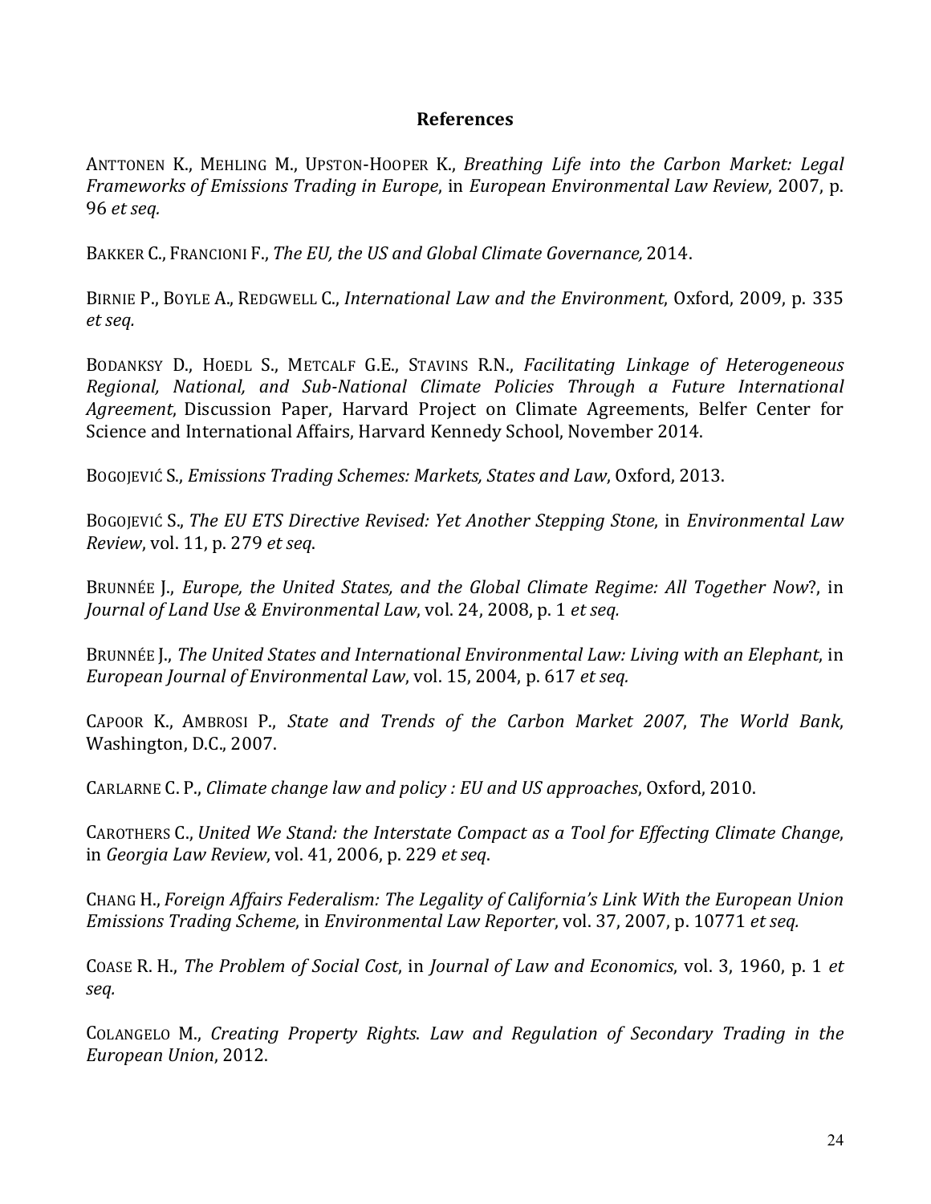## References

ANTTONEN K., MEHLING M., UPSTON-HOOPER K., *Breathing Life into the Carbon Market: Legal Frameworks of Emissions Trading in Europe*, in *European Environmental Law Review*, 2007, p. 96 *et seq.*

BAKKER C., FRANCIONI F., *The EU, the US and Global Climate Governance,* 2014.

BIRNIE P., BOYLE A., REDGWELL C., *International Law and the Environment*, Oxford, 2009, p. 335 *et seq.*

BODANKSY D., HOEDL S., METCALF G.E., STAVINS R.N., *Facilitating Linkage of Heterogeneous Regional, National, and Sub-National Climate Policies Through a Future International Agreement*, Discussion Paper, Harvard Project on Climate Agreements, Belfer Center for Science and International Affairs, Harvard Kennedy School, November 2014.

BOGOJEVIĆ S., *Emissions Trading Schemes: Markets, States and Law*, Oxford, 2013.

BOGOJEVIĆ S., *The EU ETS Directive Revised: Yet Another Stepping Stone*, in *Environmental Law Review*, vol. 11, p. 279 *et seq.*

BRUNNÉE J., *Europe, the United States, and the Global Climate Regime: All Together Now*?, in *Journal of Land Use & Environmental Law*, vol. 24, 2008, p. 1 *et seq.*

BRUNNÉE J., *The United States and International Environmental Law: Living with an Elephant*, in *European Journal of Environmental Law*, vol. 15, 2004, p. 617 *et seq.*

CAPOOR K., AMBROSI P., *State and Trends of the Carbon Market 2007*, *The World Bank*, Washington, D.C., 2007.

CARLARNE C. P., *Climate change law and policy : EU and US approaches*, Oxford, 2010.

CAROTHERS C., *United We Stand: the Interstate Compact as a Tool for Effecting Climate Change*, in *Georgia Law Review*, vol. 41, 2006, p. 229 *et seq*.

CHANG H., *Foreign Affairs Federalism: The Legality of California's Link With the European Union Emissions Trading Scheme*, in *Environmental Law Reporter*, vol. 37, 2007, p. 10771 *et seq.*

COASE R. H., *The Problem of Social Cost*, in *Journal of Law and Economics*, vol. 3, 1960, p. 1 *et seq.*

COLANGELO M., *Creating Property Rights*. *Law and Regulation of Secondary Trading in the European Union*, 2012.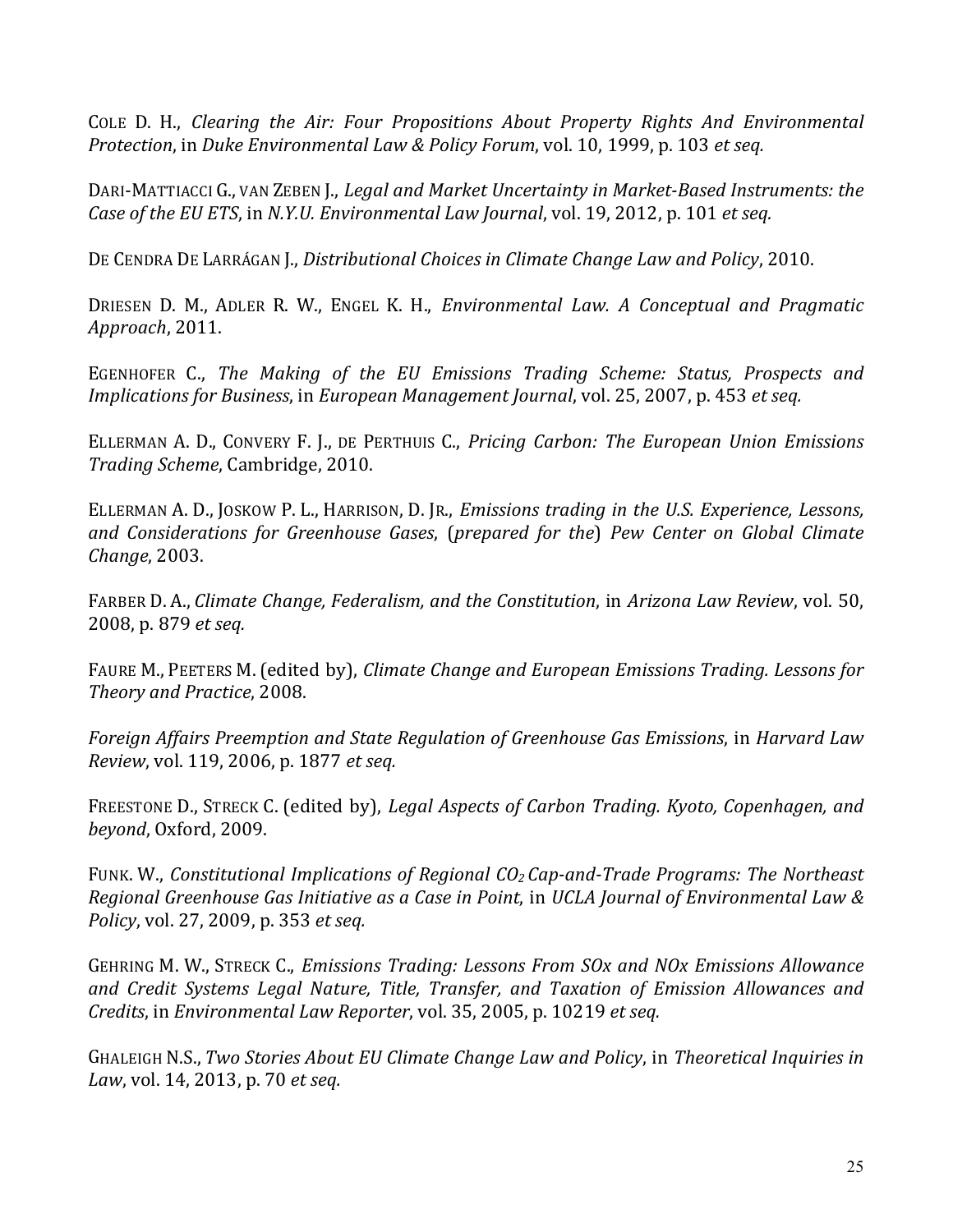COLE D. H., *Clearing the Air: Four Propositions About Property Rights And Environmental Protection*, in *Duke Environmental Law & Policy Forum*, vol. 10, 1999, p. 103 *et seq.*

DARI-MATTIACCI G., VAN ZEBEN J., *Legal and Market Uncertainty in Market-Based Instruments: the Case of the EU ETS*, in *N.Y.U. Environmental Law Journal*, vol. 19, 2012, p. 101 *et seq.*

DE CENDRA DE LARRÁGAN J., *Distributional Choices in Climate Change Law and Policy*, 2010.

DRIESEN D. M., ADLER R. W., ENGEL K. H., *Environmental Law. A Conceptual and Pragmatic Approach*, 2011.

EGENHOFER C., *The Making of the EU Emissions Trading Scheme: Status, Prospects and Implications for Business*, in *European Management Journal*, vol. 25, 2007, p. 453 *et seq.*

ELLERMAN A. D., CONVERY F. J., DE PERTHUIS C., *Pricing Carbon: The European Union Emissions Trading Scheme*, Cambridge, 2010.

ELLERMAN A. D., JOSKOW P. L., HARRISON, D. JR., *Emissions trading in the U.S. Experience, Lessons, and Considerations for Greenhouse Gases*, (*prepared for the*) *Pew Center on Global Climate Change*, 2003.

FARBER D. A., *Climate Change, Federalism, and the Constitution*, in *Arizona Law Review*, vol. 50, 2008, p. 879 *et seq.*

FAURE M., PEETERS M. (edited by), *Climate Change and European Emissions Trading. Lessons for Theory and Practice*, 2008.

*Foreign Affairs Preemption and State Regulation of Greenhouse Gas Emissions*, in *Harvard Law Review*, vol. 119, 2006, p. 1877 *et seq.*

FREESTONE D., STRECK C. (edited by), *Legal Aspects of Carbon Trading. Kyoto, Copenhagen, and beyond*, Oxford, 2009.

FUNK. W., *Constitutional Implications of Regional $CO_2$ Cap-and-Trade Programs: The Northeast Regional Greenhouse Gas Initiative as a Case in Point*, in *UCLA Journal of Environmental Law & Policy*, vol. 27, 2009, p. 353 *et seq.*

GEHRING M. W., STRECK C., *Emissions Trading: Lessons From SOx and NOx Emissions Allowance and Credit Systems Legal Nature, Title, Transfer, and Taxation of Emission Allowances and Credits*, in *Environmental Law Reporter*, vol. 35, 2005, p. 10219 *et seq.*

GHALEIGH N.S., *Two Stories About EU Climate Change Law and Policy*, in *Theoretical Inquiries in Law*, vol. 14, 2013, p. 70 *et seq.*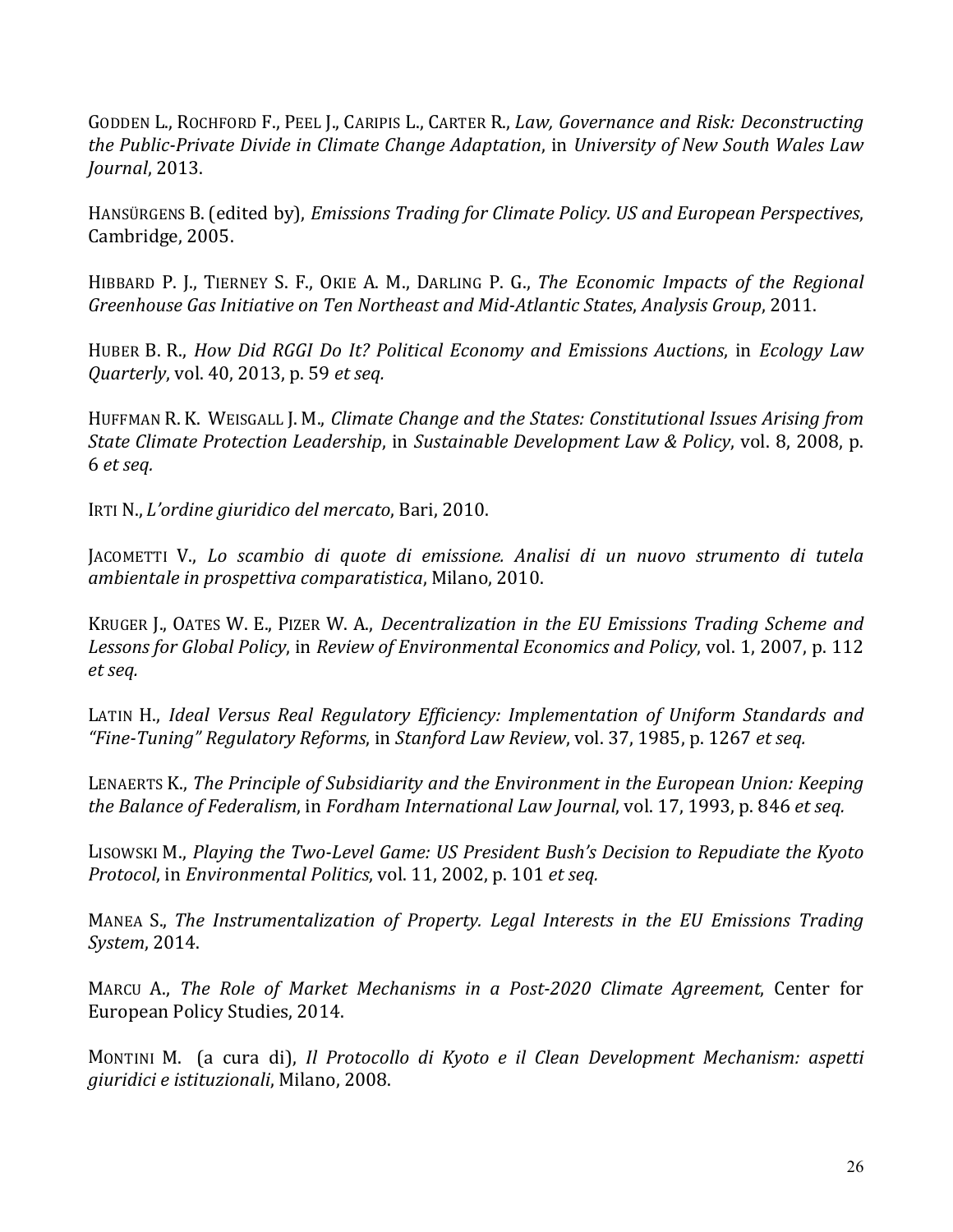GODDEN L., ROCHFORD F., PEEL J., CARIPIS L., CARTER R., *Law, Governance and Risk: Deconstructing the Public-Private Divide in Climate Change Adaptation*, in *University of New South Wales Law Journal*, 2013.

HANSÜRGENS B. (edited by), *Emissions Trading for Climate Policy. US and European Perspectives*, Cambridge, 2005.

HIBBARD P. J., TIERNEY S. F., OKIE A. M., DARLING P. G., *The Economic Impacts of the Regional Greenhouse Gas Initiative on Ten Northeast and Mid-Atlantic States*, *Analysis Group*, 2011.

HUBER B. R., *How Did RGGI Do It? Political Economy and Emissions Auctions*, in *Ecology Law Quarterly*, vol. 40, 2013, p. 59 *et seq.*

HUFFMAN R. K. WEISGALL J. M., *Climate Change and the States: Constitutional Issues Arising from State Climate Protection Leadership*, in *Sustainable Development Law & Policy*, vol. 8, 2008, p. 6 *et seq.*

IRTI N., *L'ordine giuridico del mercato*, Bari, 2010.

JACOMETTI V., *Lo scambio di quote di emissione. Analisi di un nuovo strumento di tutela ambientale in prospettiva comparatistica*, Milano, 2010.

KRUGER J., OATES W. E., PIZER W. A., *Decentralization in the EU Emissions Trading Scheme and Lessons for Global Policy*, in *Review of Environmental Economics and Policy*, vol. 1, 2007, p. 112 *et seq.*

LATIN H., *Ideal Versus Real Regulatory Efficiency: Implementation of Uniform Standards and "Fine-Tuning" Regulatory Reforms*, in *Stanford Law Review*, vol. 37, 1985, p. 1267 *et seq.*

LENAERTS K., *The Principle of Subsidiarity and the Environment in the European Union: Keeping the Balance of Federalism*, in *Fordham International Law Journal*, vol. 17, 1993, p. 846 *et seq.*

LISOWSKI M., *Playing the Two-Level Game: US President Bush's Decision to Repudiate the Kyoto Protocol*, in *Environmental Politics*, vol. 11, 2002, p. 101 *et seq.*

MANEA S., *The Instrumentalization of Property. Legal Interests in the EU Emissions Trading System*, 2014.

MARCU A., *The Role of Market Mechanisms in a Post-2020 Climate Agreement*, Center for European Policy Studies, 2014.

MONTINI M. (a cura di), *Il Protocollo di Kyoto e il Clean Development Mechanism: aspetti giuridici e istituzionali*, Milano, 2008.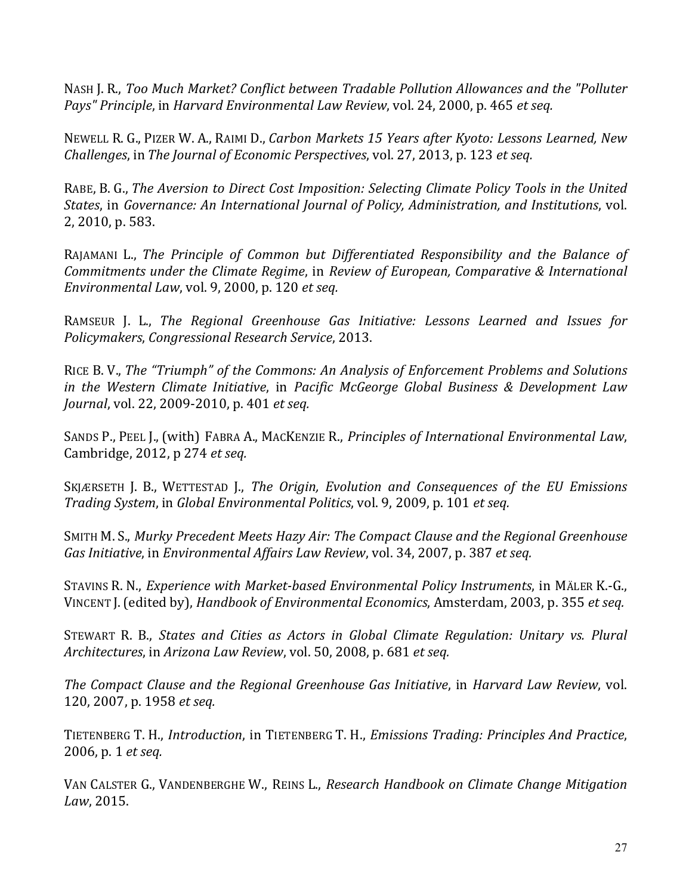NASH J. R., *Too Much Market? Conflict between Tradable Pollution Allowances and the "Polluter Pays" Principle*, in *Harvard Environmental Law Review*, vol. 24, 2000, p. 465 *et seq.*

NEWELL R. G., PIZER W. A., RAIMI D., *Carbon Markets 15 Years after Kyoto: Lessons Learned, New Challenges*, in *The Journal of Economic Perspectives*, vol. 27, 2013, p. 123 *et seq.*

RABE, B. G., *The Aversion to Direct Cost Imposition: Selecting Climate Policy Tools in the United States*, in *Governance: An International Journal of Policy, Administration, and Institutions*, vol. 2, 2010, p. 583.

RAJAMANI L., *The Principle of Common but Differentiated Responsibility and the Balance of Commitments under the Climate Regime*, in *Review of European, Comparative & International Environmental Law*, vol. 9, 2000, p. 120 *et seq.*

RAMSEUR J. L., *The Regional Greenhouse Gas Initiative: Lessons Learned and Issues for Policymakers*, *Congressional Research Service*, 2013.

RICE B. V., *The "Triumph" of the Commons: An Analysis of Enforcement Problems and Solutions in the Western Climate Initiative*, in *Pacific McGeorge Global Business & Development Law Journal*, vol. 22, 2009-2010, p. 401 *et seq.*

SANDS P., PEEL J., (with) FABRA A., MACKENZIE R., *Principles of International Environmental Law*, Cambridge, 2012, p 274 *et seq.*

SKJÆRSETH J. B., WETTESTAD J., *The Origin, Evolution and Consequences of the EU Emissions Trading System*, in *Global Environmental Politics*, vol. 9, 2009, p. 101 *et seq.*

SMITH M. S., *Murky Precedent Meets Hazy Air: The Compact Clause and the Regional Greenhouse Gas Initiative*, in *Environmental Affairs Law Review*, vol. 34, 2007, p. 387 *et seq.*

STAVINS R. N., *Experience with Market-based Environmental Policy Instruments*, in MÄLER K.-G., VINCENT J. (edited by), *Handbook of Environmental Economics*, Amsterdam, 2003, p. 355 *et seq.*

STEWART R. B., *States and Cities as Actors in Global Climate Regulation: Unitary vs. Plural Architectures*, in *Arizona Law Review*, vol. 50, 2008, p. 681 *et seq.*

*The Compact Clause and the Regional Greenhouse Gas Initiative*, in *Harvard Law Review*, vol. 120, 2007, p. 1958 *et seq.*

TIETENBERG T. H., *Introduction*, in TIETENBERG T. H., *Emissions Trading: Principles And Practice*, 2006, p. 1 *et seq.*

VAN CALSTER G., VANDENBERGHE W., REINS L., *Research Handbook on Climate Change Mitigation Law*, 2015.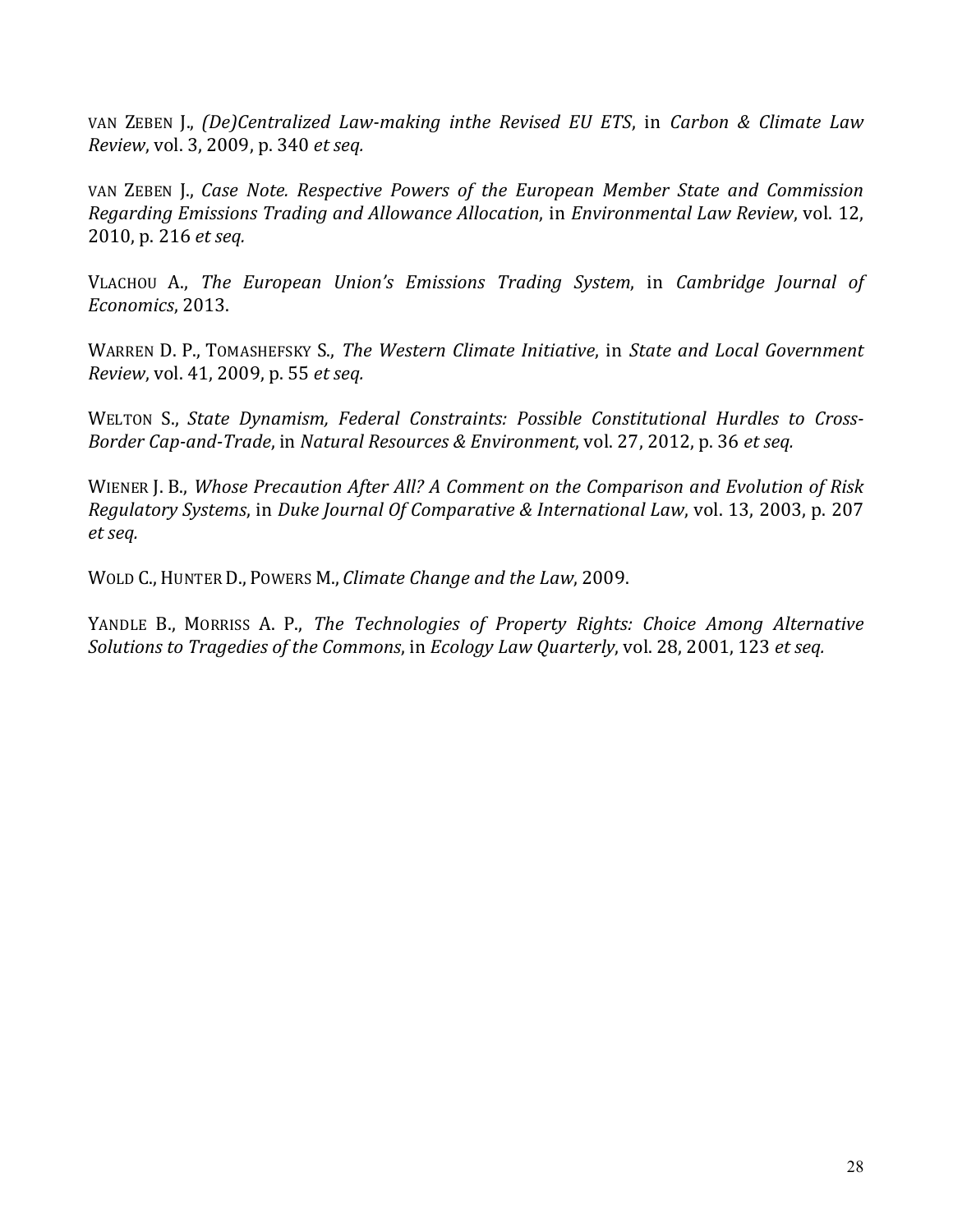VAN ZEBEN J., *(De)Centralized Law-making inthe Revised EU ETS*, in *Carbon & Climate Law Review*, vol. 3, 2009, p. 340 *et seq.*

VAN ZEBEN J., *Case Note. Respective Powers of the European Member State and Commission Regarding Emissions Trading and Allowance Allocation*, in *Environmental Law Review*, vol. 12, 2010, p. 216 *et seq.*

VLACHOU A., *The European Union's Emissions Trading System*, in *Cambridge Journal of Economics*, 2013.

WARREN D. P., TOMASHEFSKY S., *The Western Climate Initiative*, in *State and Local Government Review*, vol. 41, 2009, p. 55 *et seq.*

WELTON S., *State Dynamism, Federal Constraints: Possible Constitutional Hurdles to Cross-Border Cap-and-Trade*, in *Natural Resources & Environment*, vol. 27, 2012, p. 36 *et seq.*

WIENER J. B., *Whose Precaution After All? A Comment on the Comparison and Evolution of Risk Regulatory Systems*, in *Duke Journal Of Comparative & International Law*, vol. 13, 2003, p. 207 *et seq.*

WOLD C., HUNTER D., POWERS M., *Climate Change and the Law*, 2009.

YANDLE B., MORRISS A. P., *The Technologies of Property Rights: Choice Among Alternative Solutions to Tragedies of the Commons*, in *Ecology Law Quarterly*, vol. 28, 2001, 123 *et seq.*